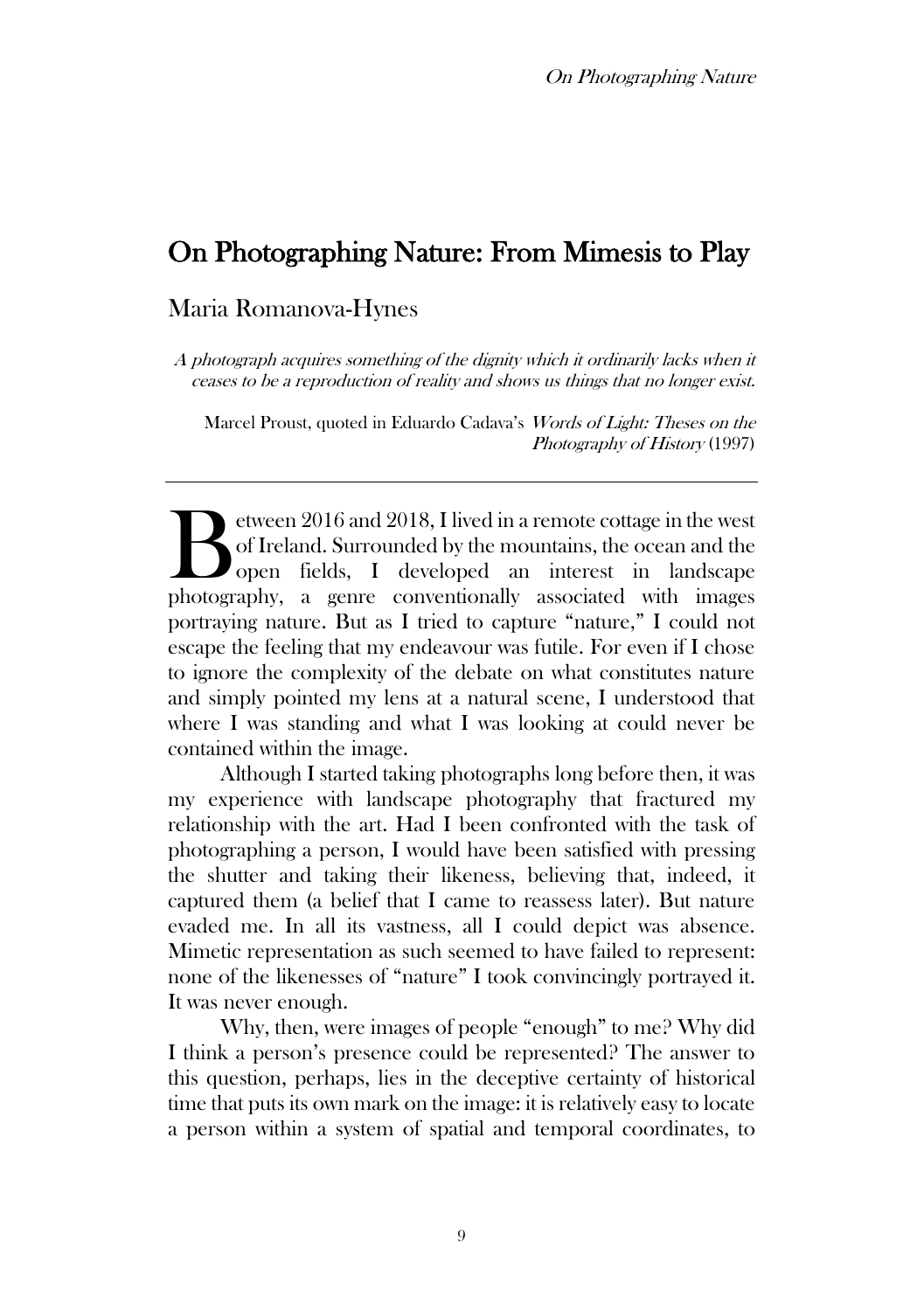# On Photographing Nature: From Mimesis to Play

## Maria Romanova-Hynes

*A photograph acquires something of the dignity which it ordinarily lacks when it ceases to be a reproduction of reality and shows us things that no longer exist.*

Marcel Proust, quoted in Eduardo Cadava's *Words of Light: Theses on the Photography of History* (1997)

---

Between 2016 and 2018, I lived in a remote cottage in the west of Ireland. Surrounded by the mountains, the ocean and the open fields, I developed an interest in landscape photography, a genre conventionally associated with images portraying nature. But as I tried to capture "nature," I could not escape the feeling that my endeavour was futile. For even if I chose to ignore the complexity of the debate on what constitutes nature and simply pointed my lens at a natural scene, I understood that where I was standing and what I was looking at could never be contained within the image.

Although I started taking photographs long before then, it was my experience with landscape photography that fractured my relationship with the art. Had I been confronted with the task of photographing a person, I would have been satisfied with pressing the shutter and taking their likeness, believing that, indeed, it captured them (a belief that I came to reassess later). But nature evaded me. In all its vastness, all I could depict was absence. Mimetic representation as such seemed to have failed to represent: none of the likenesses of "nature" I took convincingly portrayed it. It was never enough.

Why, then, were images of people "enough" to me? Why did I think a person's presence could be represented? The answer to this question, perhaps, lies in the deceptive certainty of historical time that puts its own mark on the image: it is relatively easy to locate a person within a system of spatial and temporal coordinates, to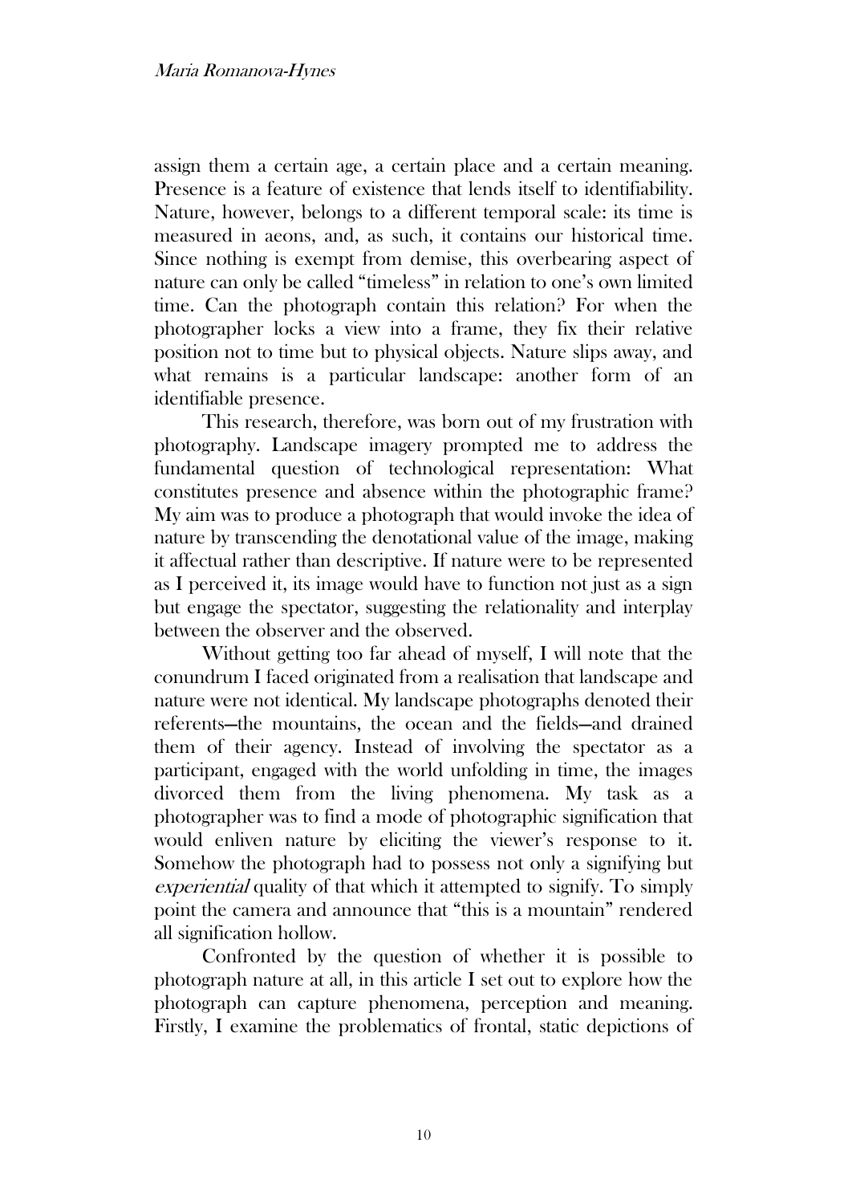assign them a certain age, a certain place and a certain meaning. Presence is a feature of existence that lends itself to identifiability. Nature, however, belongs to a different temporal scale: its time is measured in aeons, and, as such, it contains our historical time. Since nothing is exempt from demise, this overbearing aspect of nature can only be called "timeless" in relation to one's own limited time. Can the photograph contain this relation? For when the photographer locks a view into a frame, they fix their relative position not to time but to physical objects. Nature slips away, and what remains is a particular landscape: another form of an identifiable presence.

This research, therefore, was born out of my frustration with photography. Landscape imagery prompted me to address the fundamental question of technological representation: What constitutes presence and absence within the photographic frame? My aim was to produce a photograph that would invoke the idea of nature by transcending the denotational value of the image, making it affectual rather than descriptive. If nature were to be represented as I perceived it, its image would have to function not just as a sign but engage the spectator, suggesting the relationality and interplay between the observer and the observed.

Without getting too far ahead of myself, I will note that the conundrum I faced originated from a realisation that landscape and nature were not identical. My landscape photographs denoted their referents—the mountains, the ocean and the fields—and drained them of their agency. Instead of involving the spectator as a participant, engaged with the world unfolding in time, the images divorced them from the living phenomena. My task as a photographer was to find a mode of photographic signification that would enliven nature by eliciting the viewer's response to it. Somehow the photograph had to possess not only a signifying but *experiential* quality of that which it attempted to signify. To simply point the camera and announce that "this is a mountain" rendered all signification hollow.

Confronted by the question of whether it is possible to photograph nature at all, in this article I set out to explore how the photograph can capture phenomena, perception and meaning. Firstly, I examine the problematics of frontal, static depictions of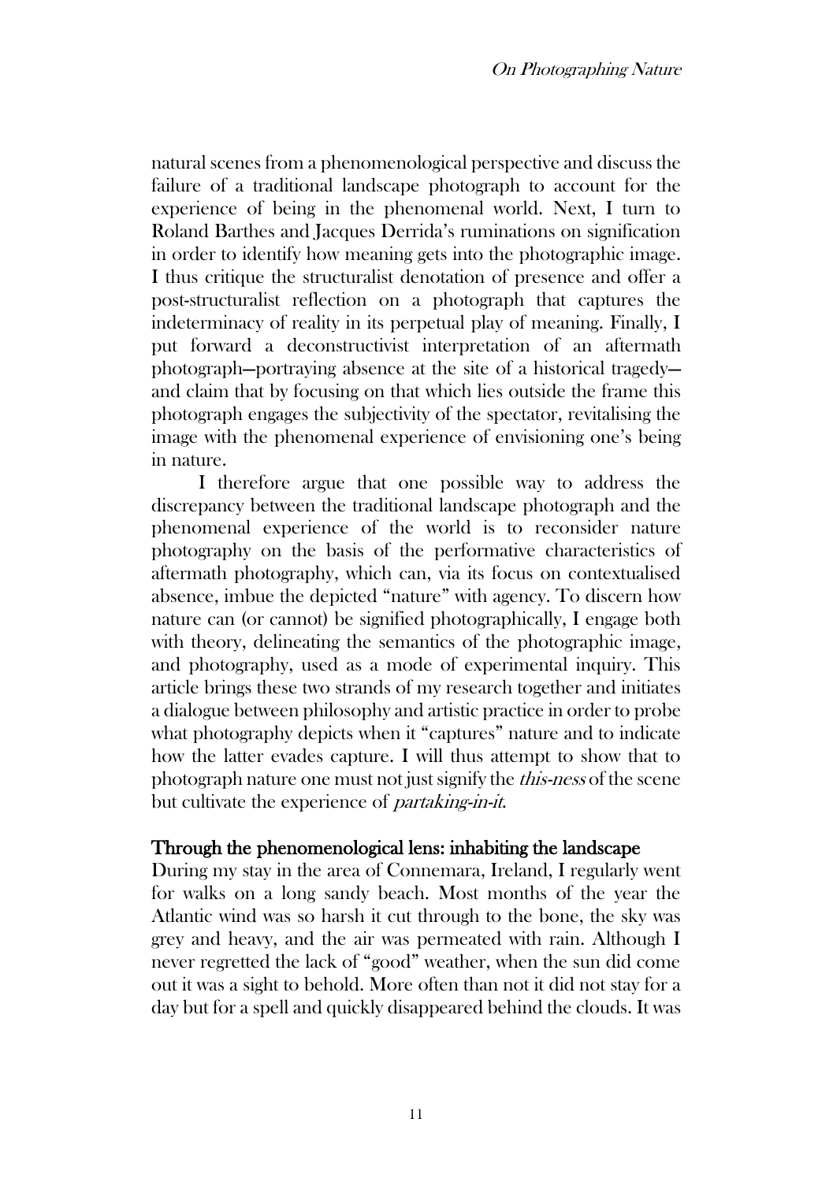natural scenes from a phenomenological perspective and discuss the failure of a traditional landscape photograph to account for the experience of being in the phenomenal world. Next, I turn to Roland Barthes and Jacques Derrida's ruminations on signification in order to identify how meaning gets into the photographic image. I thus critique the structuralist denotation of presence and offer a post-structuralist reflection on a photograph that captures the indeterminacy of reality in its perpetual play of meaning. Finally, I put forward a deconstructivist interpretation of an aftermath photograph—portraying absence at the site of a historical tragedy—and claim that by focusing on that which lies outside the frame this photograph engages the subjectivity of the spectator, revitalising the image with the phenomenal experience of envisioning one's being in nature.

I therefore argue that one possible way to address the discrepancy between the traditional landscape photograph and the phenomenal experience of the world is to reconsider nature photography on the basis of the performative characteristics of aftermath photography, which can, via its focus on contextualised absence, imbue the depicted "nature" with agency. To discern how nature can (or cannot) be signified photographically, I engage both with theory, delineating the semantics of the photographic image, and photography, used as a mode of experimental inquiry. This article brings these two strands of my research together and initiates a dialogue between philosophy and artistic practice in order to probe what photography depicts when it "captures" nature and to indicate how the latter evades capture. I will thus attempt to show that to photograph nature one must not just signify the *this-ness* of the scene but cultivate the experience of *partaking-in-it*.

## Through the phenomenological lens: inhabiting the landscape

During my stay in the area of Connemara, Ireland, I regularly went for walks on a long sandy beach. Most months of the year the Atlantic wind was so harsh it cut through to the bone, the sky was grey and heavy, and the air was permeated with rain. Although I never regretted the lack of "good" weather, when the sun did come out it was a sight to behold. More often than not it did not stay for a day but for a spell and quickly disappeared behind the clouds. It was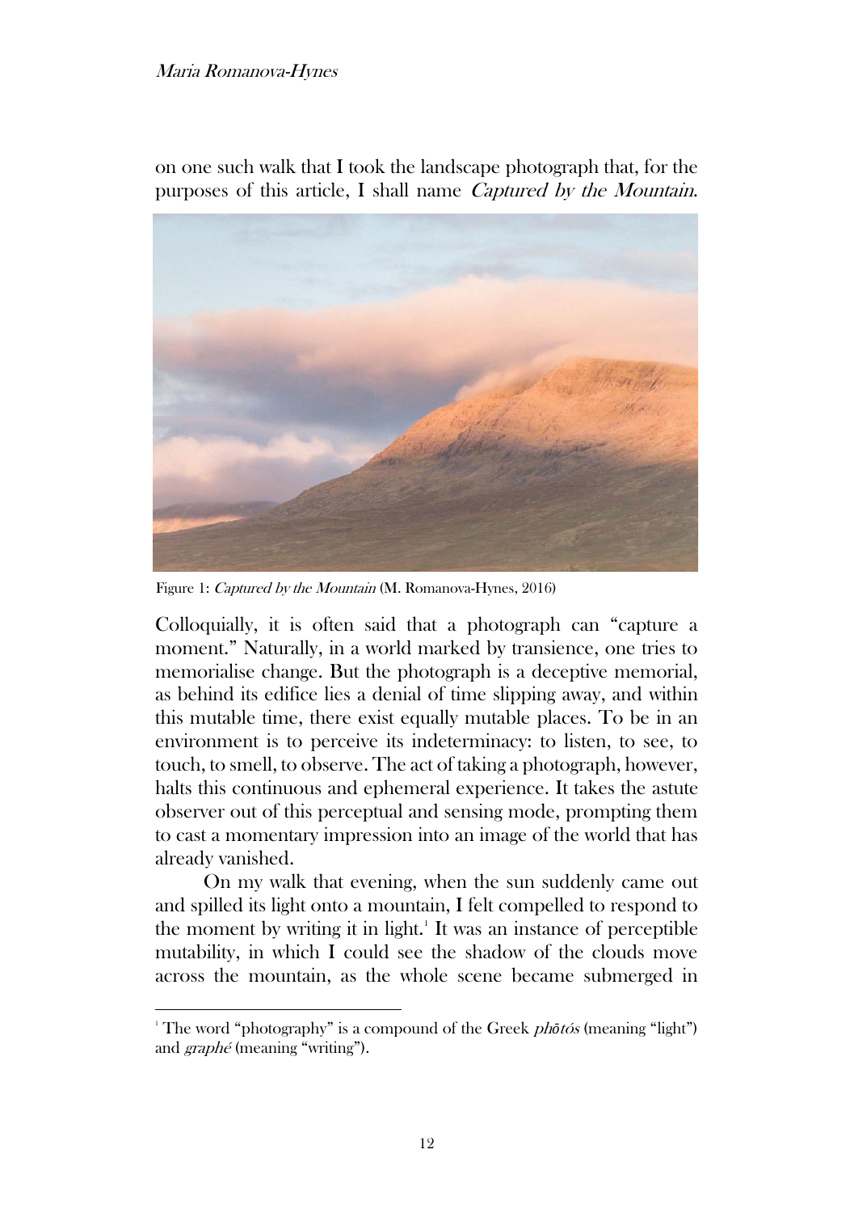on one such walk that I took the landscape photograph that, for the purposes of this article, I shall name *Captured by the Mountain*.

Figure 1: *Captured by the Mountain* (M. Romanova-Hynes, 2016)

Colloquially, it is often said that a photograph can "capture a moment." Naturally, in a world marked by transience, one tries to memorialise change. But the photograph is a deceptive memorial, as behind its edifice lies a denial of time slipping away, and within this mutable time, there exist equally mutable places. To be in an environment is to perceive its indeterminacy: to listen, to see, to touch, to smell, to observe. The act of taking a photograph, however, halts this continuous and ephemeral experience. It takes the astute observer out of this perceptual and sensing mode, prompting them to cast a momentary impression into an image of the world that has already vanished.

On my walk that evening, when the sun suddenly came out and spilled its light onto a mountain, I felt compelled to respond to the moment by writing it in light.[1] It was an instance of perceptible mutability, in which I could see the shadow of the clouds move across the mountain, as the whole scene became submerged in

[1] The word "photography" is a compound of the Greek *phōtós* (meaning "light") and *graphé* (meaning "writing").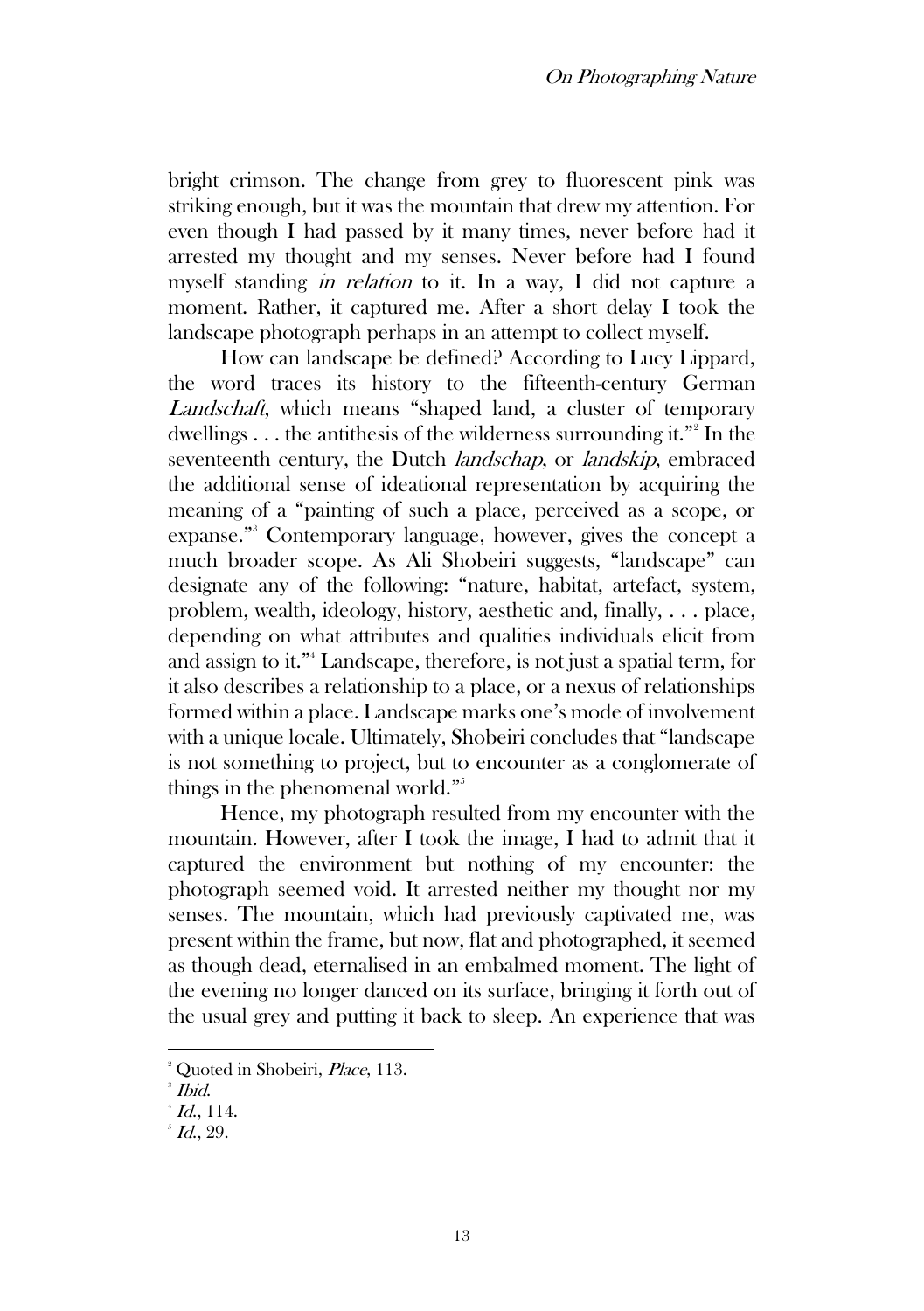bright crimson. The change from grey to fluorescent pink was striking enough, but it was the mountain that drew my attention. For even though I had passed by it many times, never before had it arrested my thought and my senses. Never before had I found myself standing *in relation* to it. In a way, I did not capture a moment. Rather, it captured me. After a short delay I took the landscape photograph perhaps in an attempt to collect myself.

How can landscape be defined? According to Lucy Lippard, the word traces its history to the fifteenth-century German *Landschaft*, which means "shaped land, a cluster of temporary dwellings . . . the antithesis of the wilderness surrounding it."[2] In the seventeenth century, the Dutch *landschap*, or *landskip*, embraced the additional sense of ideational representation by acquiring the meaning of a "painting of such a place, perceived as a scope, or expanse."[3] Contemporary language, however, gives the concept a much broader scope. As Ali Shobeiri suggests, "landscape" can designate any of the following: "nature, habitat, artefact, system, problem, wealth, ideology, history, aesthetic and, finally, . . . place, depending on what attributes and qualities individuals elicit from and assign to it."[4] Landscape, therefore, is not just a spatial term, for it also describes a relationship to a place, or a nexus of relationships formed within a place. Landscape marks one's mode of involvement with a unique locale. Ultimately, Shobeiri concludes that "landscape is not something to project, but to encounter as a conglomerate of things in the phenomenal world."[5]

Hence, my photograph resulted from my encounter with the mountain. However, after I took the image, I had to admit that it captured the environment but nothing of my encounter: the photograph seemed void. It arrested neither my thought nor my senses. The mountain, which had previously captivated me, was present within the frame, but now, flat and photographed, it seemed as though dead, eternalised in an embalmed moment. The light of the evening no longer danced on its surface, bringing it forth out of the usual grey and putting it back to sleep. An experience that was

[2] Quoted in Shobeiri, *Place*, 113.

[3] *Ibid.*

[4] *Id.*, 114.

[5] *Id.*, 29.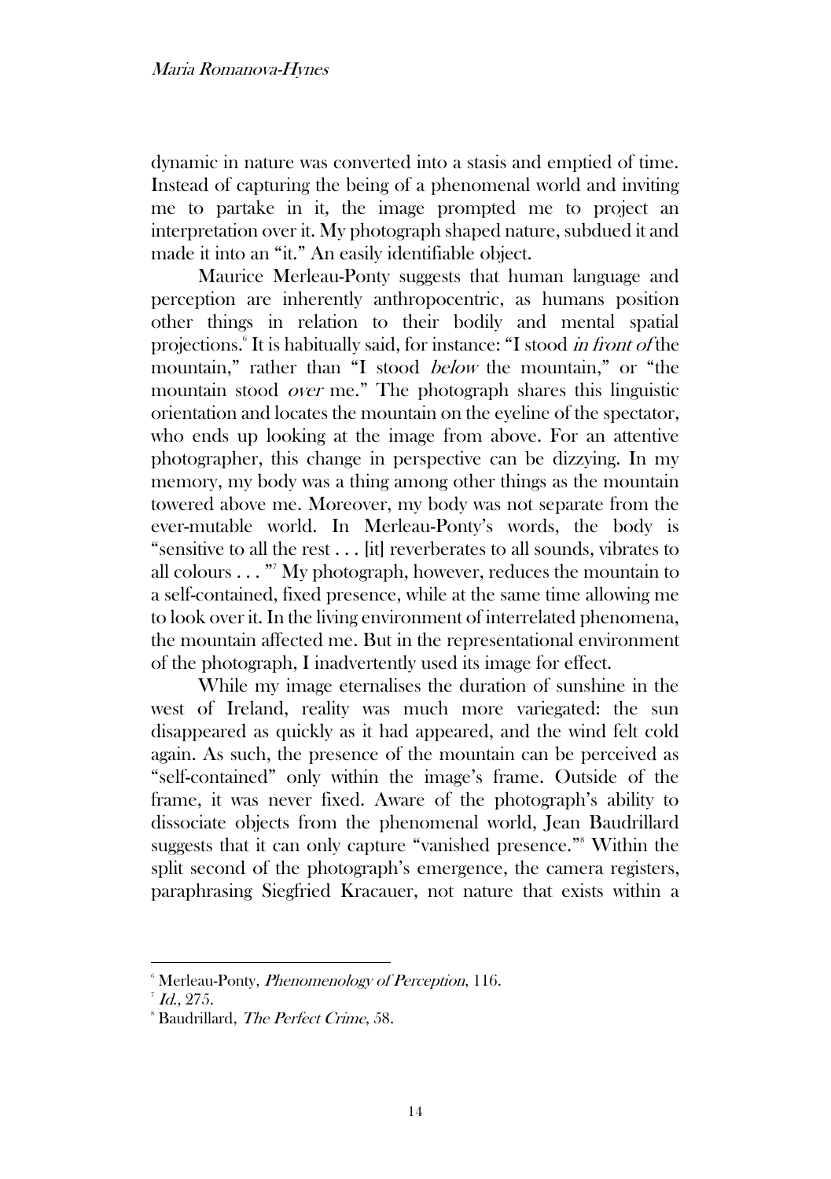dynamic in nature was converted into a stasis and emptied of time. Instead of capturing the being of a phenomenal world and inviting me to partake in it, the image prompted me to project an interpretation over it. My photograph shaped nature, subdued it and made it into an "it." An easily identifiable object.

Maurice Merleau-Ponty suggests that human language and perception are inherently anthropocentric, as humans position other things in relation to their bodily and mental spatial projections.[6] It is habitually said, for instance: "I stood *in front of* the mountain," rather than "I stood *below* the mountain," or "the mountain stood *over* me." The photograph shares this linguistic orientation and locates the mountain on the eyeline of the spectator, who ends up looking at the image from above. For an attentive photographer, this change in perspective can be dizzying. In my memory, my body was a thing among other things as the mountain towered above me. Moreover, my body was not separate from the ever-mutable world. In Merleau-Ponty's words, the body is "sensitive to all the rest . . . [it] reverberates to all sounds, vibrates to all colours . . . "[7] My photograph, however, reduces the mountain to a self-contained, fixed presence, while at the same time allowing me to look over it. In the living environment of interrelated phenomena, the mountain affected me. But in the representational environment of the photograph, I inadvertently used its image for effect.

While my image eternalises the duration of sunshine in the west of Ireland, reality was much more variegated: the sun disappeared as quickly as it had appeared, and the wind felt cold again. As such, the presence of the mountain can be perceived as "self-contained" only within the image's frame. Outside of the frame, it was never fixed. Aware of the photograph's ability to dissociate objects from the phenomenal world, Jean Baudrillard suggests that it can only capture "vanished presence."[8] Within the split second of the photograph's emergence, the camera registers, paraphrasing Siegfried Kracauer, not nature that exists within a

---

[6] Merleau-Ponty, *Phenomenology of Perception*, 116.

[7] *Id.*, 275.

[8] Baudrillard, *The Perfect Crime*, 58.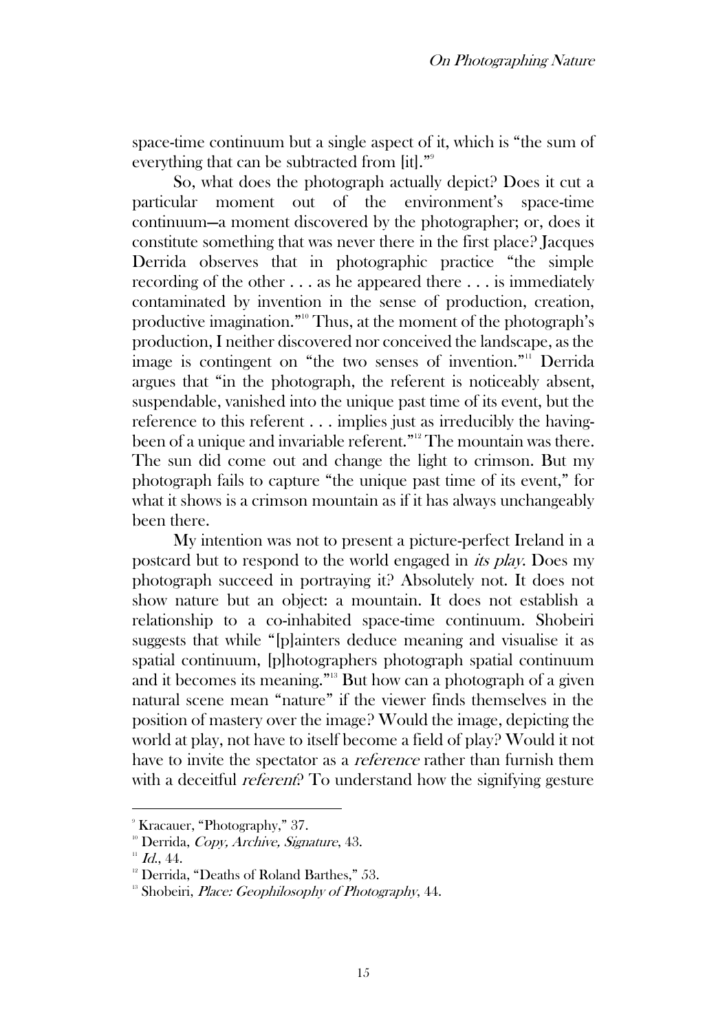space-time continuum but a single aspect of it, which is "the sum of everything that can be subtracted from [it]."[9]

So, what does the photograph actually depict? Does it cut a particular moment out of the environment's space-time continuum—a moment discovered by the photographer; or, does it constitute something that was never there in the first place? Jacques Derrida observes that in photographic practice "the simple recording of the other . . . as he appeared there . . . is immediately contaminated by invention in the sense of production, creation, productive imagination."[10] Thus, at the moment of the photograph's production, I neither discovered nor conceived the landscape, as the image is contingent on "the two senses of invention."[11] Derrida argues that "in the photograph, the referent is noticeably absent, suspendable, vanished into the unique past time of its event, but the reference to this referent . . . implies just as irreducibly the having-been of a unique and invariable referent."[12] The mountain was there. The sun did come out and change the light to crimson. But my photograph fails to capture "the unique past time of its event," for what it shows is a crimson mountain as if it has always unchangeably been there.

My intention was not to present a picture-perfect Ireland in a postcard but to respond to the world engaged in *its play*. Does my photograph succeed in portraying it? Absolutely not. It does not show nature but an object: a mountain. It does not establish a relationship to a co-inhabited space-time continuum. Shobeiri suggests that while "[p]ainters deduce meaning and visualise it as spatial continuum, [p]hotographers photograph spatial continuum and it becomes its meaning."[13] But how can a photograph of a given natural scene mean "nature" if the viewer finds themselves in the position of mastery over the image? Would the image, depicting the world at play, not have to itself become a field of play? Would it not have to invite the spectator as a *reference* rather than furnish them with a deceitful *referent*? To understand how the signifying gesture

---

[9] Kracauer, "Photography," 37.

[10] Derrida, *Copy, Archive, Signature*, 43.

[11] *Id.*, 44.

[12] Derrida, "Deaths of Roland Barthes," 53.

[13] Shobeiri, *Place: Geophilosophy of Photography*, 44.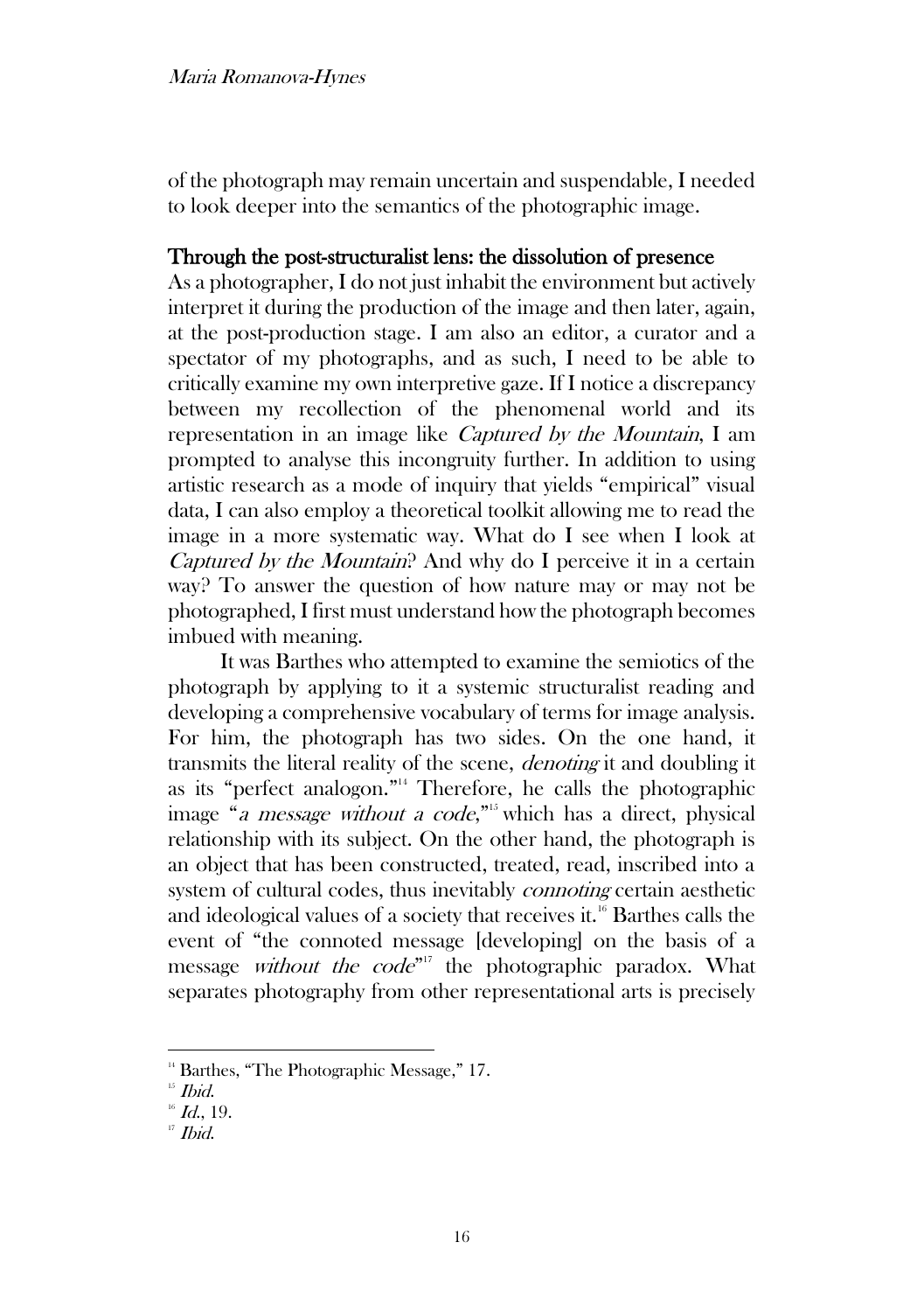of the photograph may remain uncertain and suspendable, I needed to look deeper into the semantics of the photographic image.

## Through the post-structuralist lens: the dissolution of presence

As a photographer, I do not just inhabit the environment but actively interpret it during the production of the image and then later, again, at the post-production stage. I am also an editor, a curator and a spectator of my photographs, and as such, I need to be able to critically examine my own interpretive gaze. If I notice a discrepancy between my recollection of the phenomenal world and its representation in an image like *Captured by the Mountain*, I am prompted to analyse this incongruity further. In addition to using artistic research as a mode of inquiry that yields "empirical" visual data, I can also employ a theoretical toolkit allowing me to read the image in a more systematic way. What do I see when I look at *Captured by the Mountain*? And why do I perceive it in a certain way? To answer the question of how nature may or may not be photographed, I first must understand how the photograph becomes imbued with meaning.

It was Barthes who attempted to examine the semiotics of the photograph by applying to it a systemic structuralist reading and developing a comprehensive vocabulary of terms for image analysis. For him, the photograph has two sides. On the one hand, it transmits the literal reality of the scene, *denoting* it and doubling it as its "perfect analogon."[14] Therefore, he calls the photographic image "*a message without a code*,"[15] which has a direct, physical relationship with its subject. On the other hand, the photograph is an object that has been constructed, treated, read, inscribed into a system of cultural codes, thus inevitably *connoting* certain aesthetic and ideological values of a society that receives it.[16] Barthes calls the event of "the connoted message [developing] on the basis of a message *without the code*"[17] the photographic paradox. What separates photography from other representational arts is precisely

---

[14] Barthes, "The Photographic Message," 17.

[15] *Ibid.*

[16] *Id.*, 19.

[17] *Ibid.*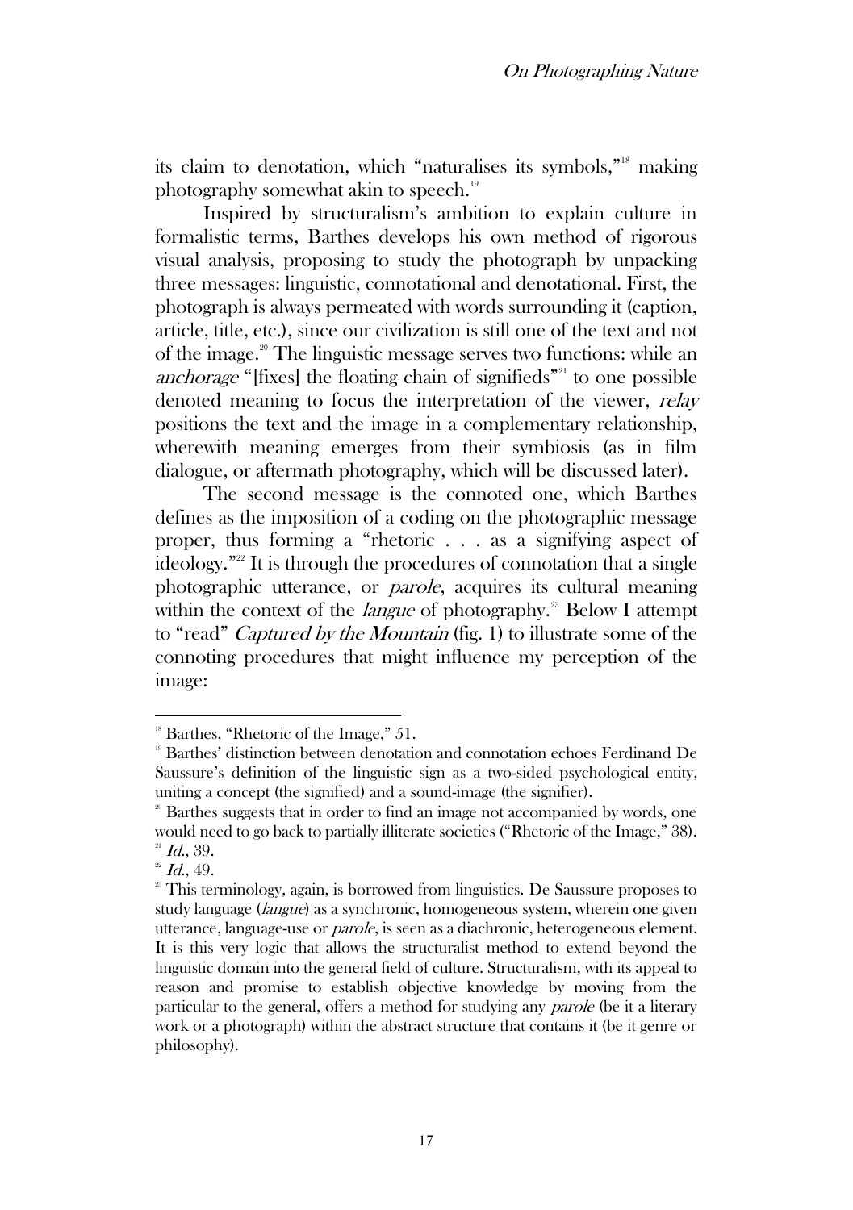its claim to denotation, which "naturalises its symbols,"[18] making photography somewhat akin to speech.[19]

Inspired by structuralism's ambition to explain culture in formalistic terms, Barthes develops his own method of rigorous visual analysis, proposing to study the photograph by unpacking three messages: linguistic, connotational and denotational. First, the photograph is always permeated with words surrounding it (caption, article, title, etc.), since our civilization is still one of the text and not of the image.[20] The linguistic message serves two functions: while an *anchorage* "[fixes] the floating chain of signifieds"[21] to one possible denoted meaning to focus the interpretation of the viewer, *relay* positions the text and the image in a complementary relationship, wherewith meaning emerges from their symbiosis (as in film dialogue, or aftermath photography, which will be discussed later).

The second message is the connoted one, which Barthes defines as the imposition of a coding on the photographic message proper, thus forming a "rhetoric . . . as a signifying aspect of ideology."[22] It is through the procedures of connotation that a single photographic utterance, or *parole*, acquires its cultural meaning within the context of the *langue* of photography.[23] Below I attempt to "read" *Captured by the Mountain* (fig. 1) to illustrate some of the connoting procedures that might influence my perception of the image:

---

[18] Barthes, "Rhetoric of the Image," 51.

[19] Barthes' distinction between denotation and connotation echoes Ferdinand De Saussure's definition of the linguistic sign as a two-sided psychological entity, uniting a concept (the signified) and a sound-image (the signifier).

[20] Barthes suggests that in order to find an image not accompanied by words, one would need to go back to partially illiterate societies ("Rhetoric of the Image," 38).

[21] *Id.*, 39.

[22] *Id.*, 49.

[23] This terminology, again, is borrowed from linguistics. De Saussure proposes to study language (*langue*) as a synchronic, homogeneous system, wherein one given utterance, language-use or *parole*, is seen as a diachronic, heterogeneous element. It is this very logic that allows the structuralist method to extend beyond the linguistic domain into the general field of culture. Structuralism, with its appeal to reason and promise to establish objective knowledge by moving from the particular to the general, offers a method for studying any *parole* (be it a literary work or a photograph) within the abstract structure that contains it (be it genre or philosophy).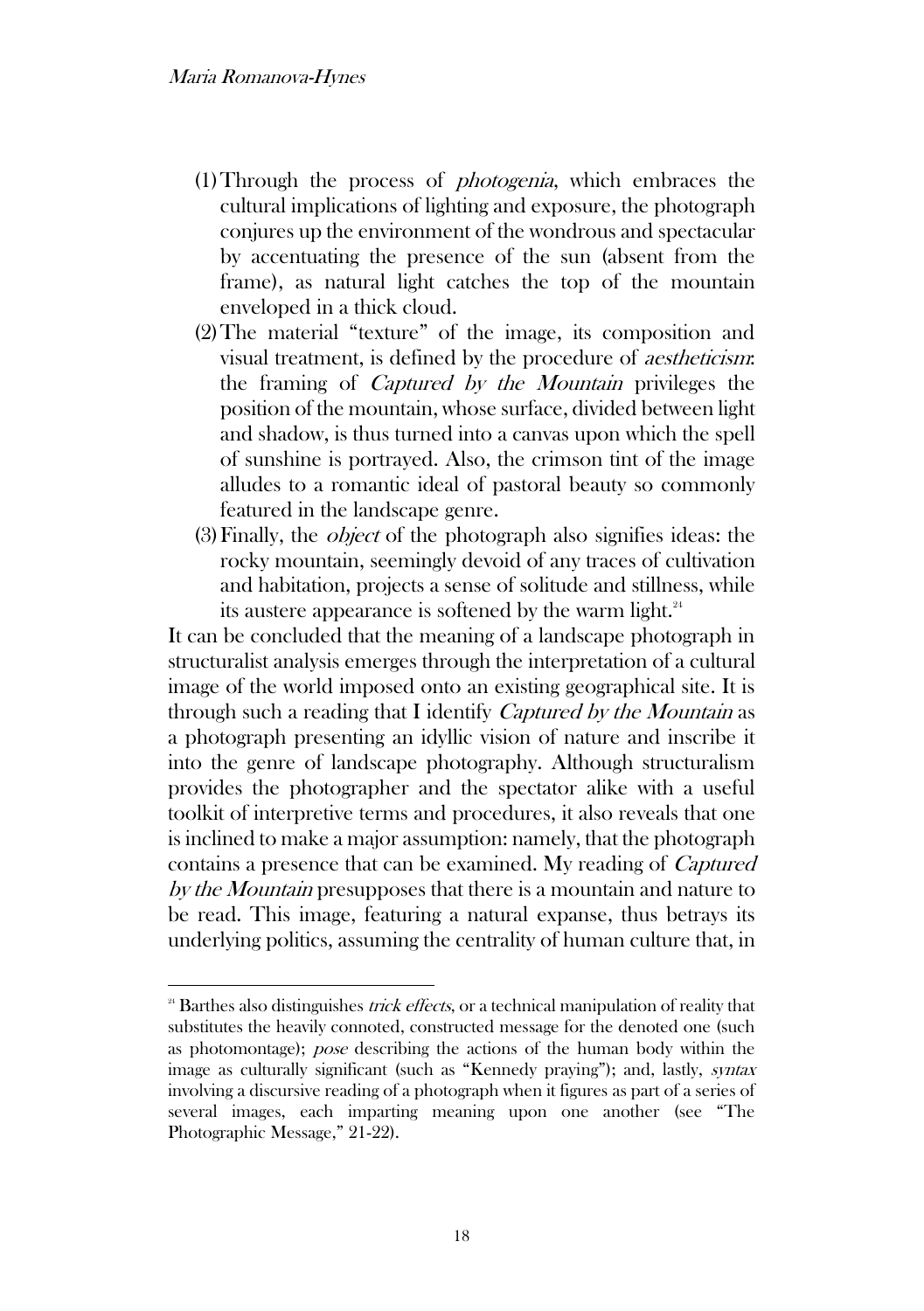(1) Through the process of *photogenia*, which embraces the cultural implications of lighting and exposure, the photograph conjures up the environment of the wondrous and spectacular by accentuating the presence of the sun (absent from the frame), as natural light catches the top of the mountain enveloped in a thick cloud.

(2) The material "texture" of the image, its composition and visual treatment, is defined by the procedure of *aestheticism*: the framing of *Captured by the Mountain* privileges the position of the mountain, whose surface, divided between light and shadow, is thus turned into a canvas upon which the spell of sunshine is portrayed. Also, the crimson tint of the image alludes to a romantic ideal of pastoral beauty so commonly featured in the landscape genre.

(3) Finally, the *object* of the photograph also signifies ideas: the rocky mountain, seemingly devoid of any traces of cultivation and habitation, projects a sense of solitude and stillness, while its austere appearance is softened by the warm light.[24]

It can be concluded that the meaning of a landscape photograph in structuralist analysis emerges through the interpretation of a cultural image of the world imposed onto an existing geographical site. It is through such a reading that I identify *Captured by the Mountain* as a photograph presenting an idyllic vision of nature and inscribe it into the genre of landscape photography. Although structuralism provides the photographer and the spectator alike with a useful toolkit of interpretive terms and procedures, it also reveals that one is inclined to make a major assumption: namely, that the photograph contains a presence that can be examined. My reading of *Captured by the Mountain* presupposes that there is a mountain and nature to be read. This image, featuring a natural expanse, thus betrays its underlying politics, assuming the centrality of human culture that, in

---

[24] Barthes also distinguishes *trick effects*, or a technical manipulation of reality that substitutes the heavily connoted, constructed message for the denoted one (such as photomontage); *pose* describing the actions of the human body within the image as culturally significant (such as "Kennedy praying"); and, lastly, *syntax* involving a discursive reading of a photograph when it figures as part of a series of several images, each imparting meaning upon one another (see "The Photographic Message," 21-22).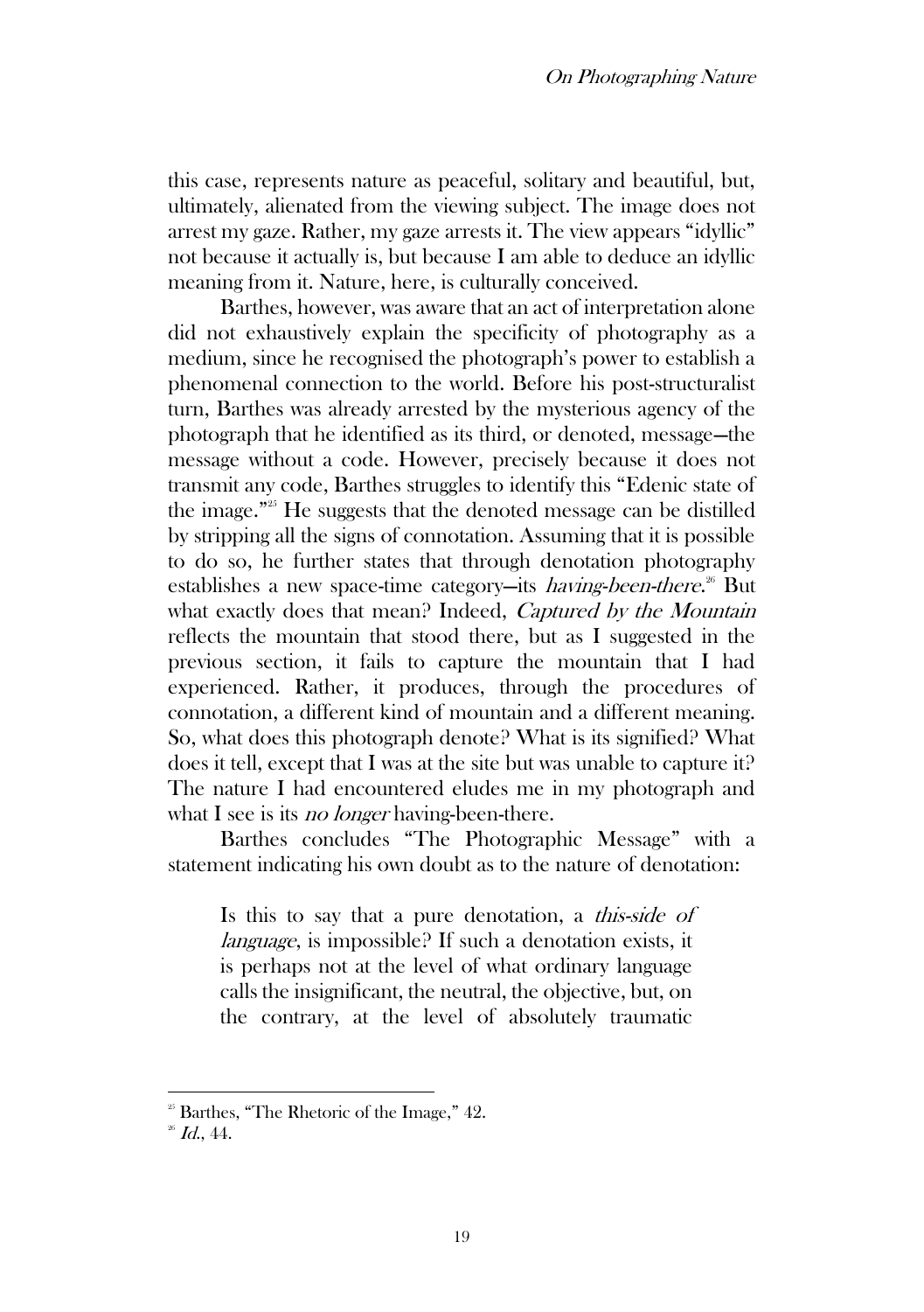this case, represents nature as peaceful, solitary and beautiful, but, ultimately, alienated from the viewing subject. The image does not arrest my gaze. Rather, my gaze arrests it. The view appears "idyllic" not because it actually is, but because I am able to deduce an idyllic meaning from it. Nature, here, is culturally conceived.

Barthes, however, was aware that an act of interpretation alone did not exhaustively explain the specificity of photography as a medium, since he recognised the photograph's power to establish a phenomenal connection to the world. Before his post-structuralist turn, Barthes was already arrested by the mysterious agency of the photograph that he identified as its third, or denoted, message—the message without a code. However, precisely because it does not transmit any code, Barthes struggles to identify this "Edenic state of the image."[25] He suggests that the denoted message can be distilled by stripping all the signs of connotation. Assuming that it is possible to do so, he further states that through denotation photography establishes a new space-time category—its *having-been-there*.[26] But what exactly does that mean? Indeed, *Captured by the Mountain* reflects the mountain that stood there, but as I suggested in the previous section, it fails to capture the mountain that I had experienced. Rather, it produces, through the procedures of connotation, a different kind of mountain and a different meaning. So, what does this photograph denote? What is its signified? What does it tell, except that I was at the site but was unable to capture it? The nature I had encountered eludes me in my photograph and what I see is its *no longer* having-been-there.

Barthes concludes "The Photographic Message" with a statement indicating his own doubt as to the nature of denotation:

> Is this to say that a pure denotation, a *this-side of language*, is impossible? If such a denotation exists, it is perhaps not at the level of what ordinary language calls the insignificant, the neutral, the objective, but, on the contrary, at the level of absolutely traumatic

[25] Barthes, "The Rhetoric of the Image," 42.

[26] *Id.*, 44.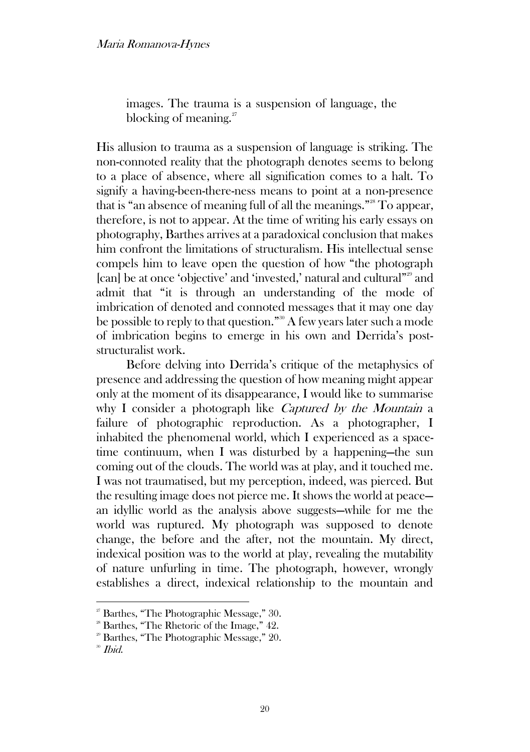> images. The trauma is a suspension of language, the blocking of meaning.[27]

His allusion to trauma as a suspension of language is striking. The non-connoted reality that the photograph denotes seems to belong to a place of absence, where all signification comes to a halt. To signify a having-been-there-ness means to point at a non-presence that is "an absence of meaning full of all the meanings."[28] To appear, therefore, is not to appear. At the time of writing his early essays on photography, Barthes arrives at a paradoxical conclusion that makes him confront the limitations of structuralism. His intellectual sense compels him to leave open the question of how "the photograph [can] be at once 'objective' and 'invested,' natural and cultural"[29] and admit that "it is through an understanding of the mode of imbrication of denoted and connoted messages that it may one day be possible to reply to that question."[30] A few years later such a mode of imbrication begins to emerge in his own and Derrida's post-structuralist work.

Before delving into Derrida's critique of the metaphysics of presence and addressing the question of how meaning might appear only at the moment of its disappearance, I would like to summarise why I consider a photograph like *Captured by the Mountain* a failure of photographic reproduction. As a photographer, I inhabited the phenomenal world, which I experienced as a space-time continuum, when I was disturbed by a happening—the sun coming out of the clouds. The world was at play, and it touched me. I was not traumatised, but my perception, indeed, was pierced. But the resulting image does not pierce me. It shows the world at peace—an idyllic world as the analysis above suggests—while for me the world was ruptured. My photograph was supposed to denote change, the before and the after, not the mountain. My direct, indexical position was to the world at play, revealing the mutability of nature unfurling in time. The photograph, however, wrongly establishes a direct, indexical relationship to the mountain and

---

[27] Barthes, "The Photographic Message," 30.

[28] Barthes, "The Rhetoric of the Image," 42.

[29] Barthes, "The Photographic Message," 20.

[30] *Ibid.*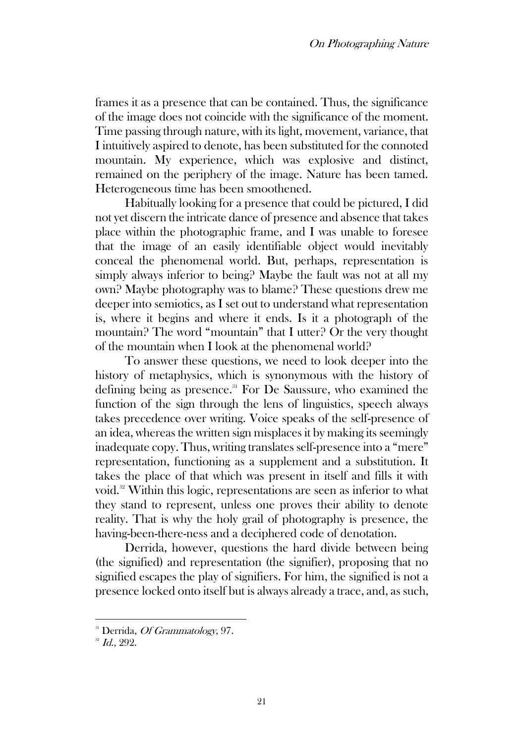frames it as a presence that can be contained. Thus, the significance of the image does not coincide with the significance of the moment. Time passing through nature, with its light, movement, variance, that I intuitively aspired to denote, has been substituted for the connoted mountain. My experience, which was explosive and distinct, remained on the periphery of the image. Nature has been tamed. Heterogeneous time has been smoothened.

Habitually looking for a presence that could be pictured, I did not yet discern the intricate dance of presence and absence that takes place within the photographic frame, and I was unable to foresee that the image of an easily identifiable object would inevitably conceal the phenomenal world. But, perhaps, representation is simply always inferior to being? Maybe the fault was not at all my own? Maybe photography was to blame? These questions drew me deeper into semiotics, as I set out to understand what representation is, where it begins and where it ends. Is it a photograph of the mountain? The word "mountain" that I utter? Or the very thought of the mountain when I look at the phenomenal world?

To answer these questions, we need to look deeper into the history of metaphysics, which is synonymous with the history of defining being as presence.[31] For De Saussure, who examined the function of the sign through the lens of linguistics, speech always takes precedence over writing. Voice speaks of the self-presence of an idea, whereas the written sign misplaces it by making its seemingly inadequate copy. Thus, writing translates self-presence into a "mere" representation, functioning as a supplement and a substitution. It takes the place of that which was present in itself and fills it with void.[32] Within this logic, representations are seen as inferior to what they stand to represent, unless one proves their ability to denote reality. That is why the holy grail of photography is presence, the having-been-there-ness and a deciphered code of denotation.

Derrida, however, questions the hard divide between being (the signified) and representation (the signifier), proposing that no signified escapes the play of signifiers. For him, the signified is not a presence locked onto itself but is always already a trace, and, as such,

---

[31] Derrida, *Of Grammatology*, 97.

[32] *Id.*, 292.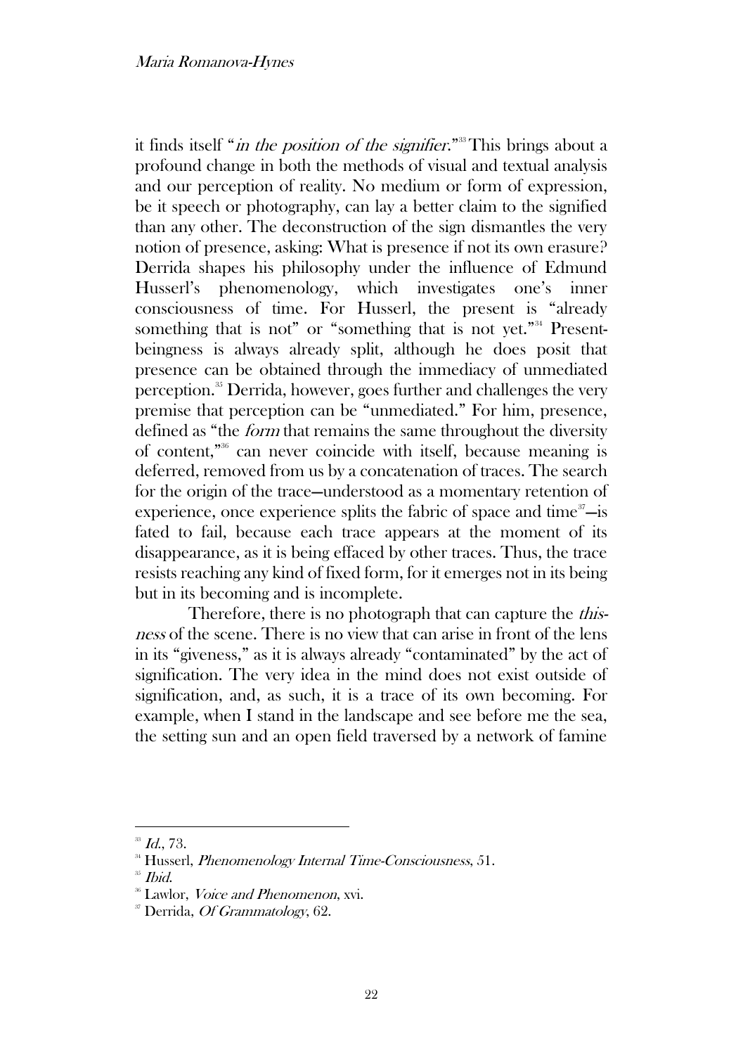it finds itself "*in the position of the signifier*."[33] This brings about a profound change in both the methods of visual and textual analysis and our perception of reality. No medium or form of expression, be it speech or photography, can lay a better claim to the signified than any other. The deconstruction of the sign dismantles the very notion of presence, asking: What is presence if not its own erasure? Derrida shapes his philosophy under the influence of Edmund Husserl's phenomenology, which investigates one's inner consciousness of time. For Husserl, the present is "already something that is not" or "something that is not yet."[34] Present-beingness is always already split, although he does posit that presence can be obtained through the immediacy of unmediated perception.[35] Derrida, however, goes further and challenges the very premise that perception can be "unmediated." For him, presence, defined as "the *form* that remains the same throughout the diversity of content,"[36] can never coincide with itself, because meaning is deferred, removed from us by a concatenation of traces. The search for the origin of the trace—understood as a momentary retention of experience, once experience splits the fabric of space and time[37]—is fated to fail, because each trace appears at the moment of its disappearance, as it is being effaced by other traces. Thus, the trace resists reaching any kind of fixed form, for it emerges not in its being but in its becoming and is incomplete.

Therefore, there is no photograph that can capture the *this-ness* of the scene. There is no view that can arise in front of the lens in its "giveness," as it is always already "contaminated" by the act of signification. The very idea in the mind does not exist outside of signification, and, as such, it is a trace of its own becoming. For example, when I stand in the landscape and see before me the sea, the setting sun and an open field traversed by a network of famine

---

[33] *Id.*, 73.

[34] Husserl, *Phenomenology Internal Time-Consciousness*, 51.

[35] *Ibid.*

[36] Lawlor, *Voice and Phenomenon*, xvi.

[37] Derrida, *Of Grammatology*, 62.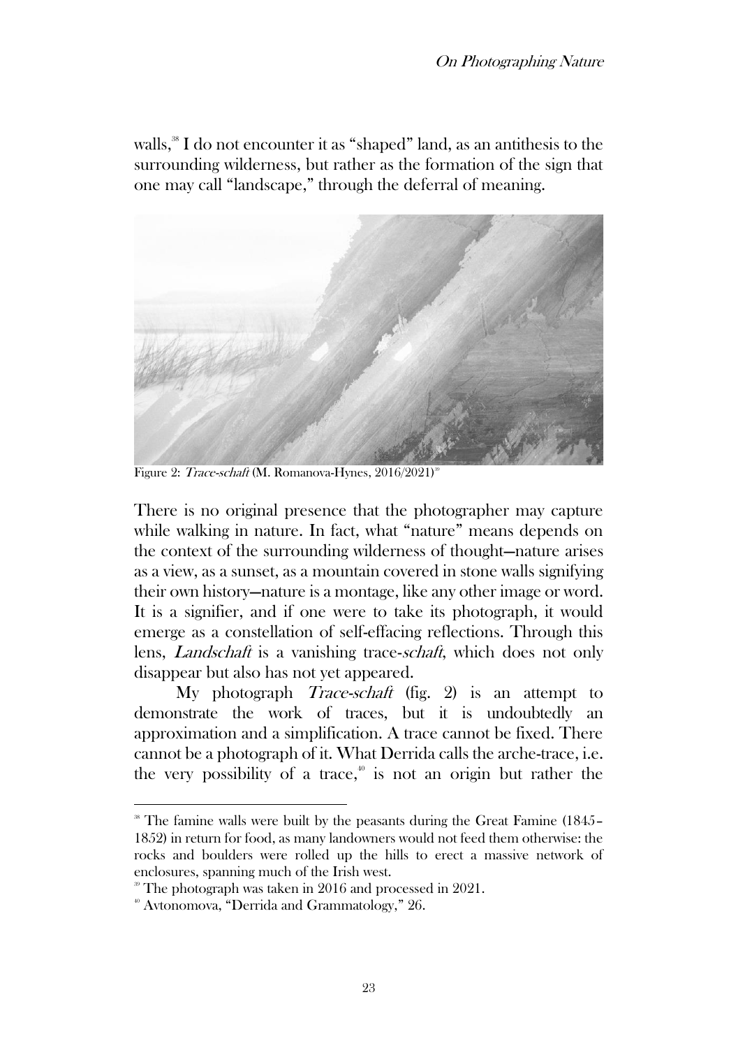walls,[38] I do not encounter it as "shaped" land, as an antithesis to the surrounding wilderness, but rather as the formation of the sign that one may call "landscape," through the deferral of meaning.

Figure 2: *Trace-schaft* (M. Romanova-Hynes, 2016/2021)[39]

There is no original presence that the photographer may capture while walking in nature. In fact, what "nature" means depends on the context of the surrounding wilderness of thought—nature arises as a view, as a sunset, as a mountain covered in stone walls signifying their own history—nature is a montage, like any other image or word. It is a signifier, and if one were to take its photograph, it would emerge as a constellation of self-effacing reflections. Through this lens, *Landschaft* is a vanishing trace-*schaft*, which does not only disappear but also has not yet appeared.

My photograph *Trace-schaft* (fig. 2) is an attempt to demonstrate the work of traces, but it is undoubtedly an approximation and a simplification. A trace cannot be fixed. There cannot be a photograph of it. What Derrida calls the arche-trace, i.e. the very possibility of a trace,[40] is not an origin but rather the

---

[38] The famine walls were built by the peasants during the Great Famine (1845–1852) in return for food, as many landowners would not feed them otherwise: the rocks and boulders were rolled up the hills to erect a massive network of enclosures, spanning much of the Irish west.

[39] The photograph was taken in 2016 and processed in 2021.

[40] Avtonomova, "Derrida and Grammatology," 26.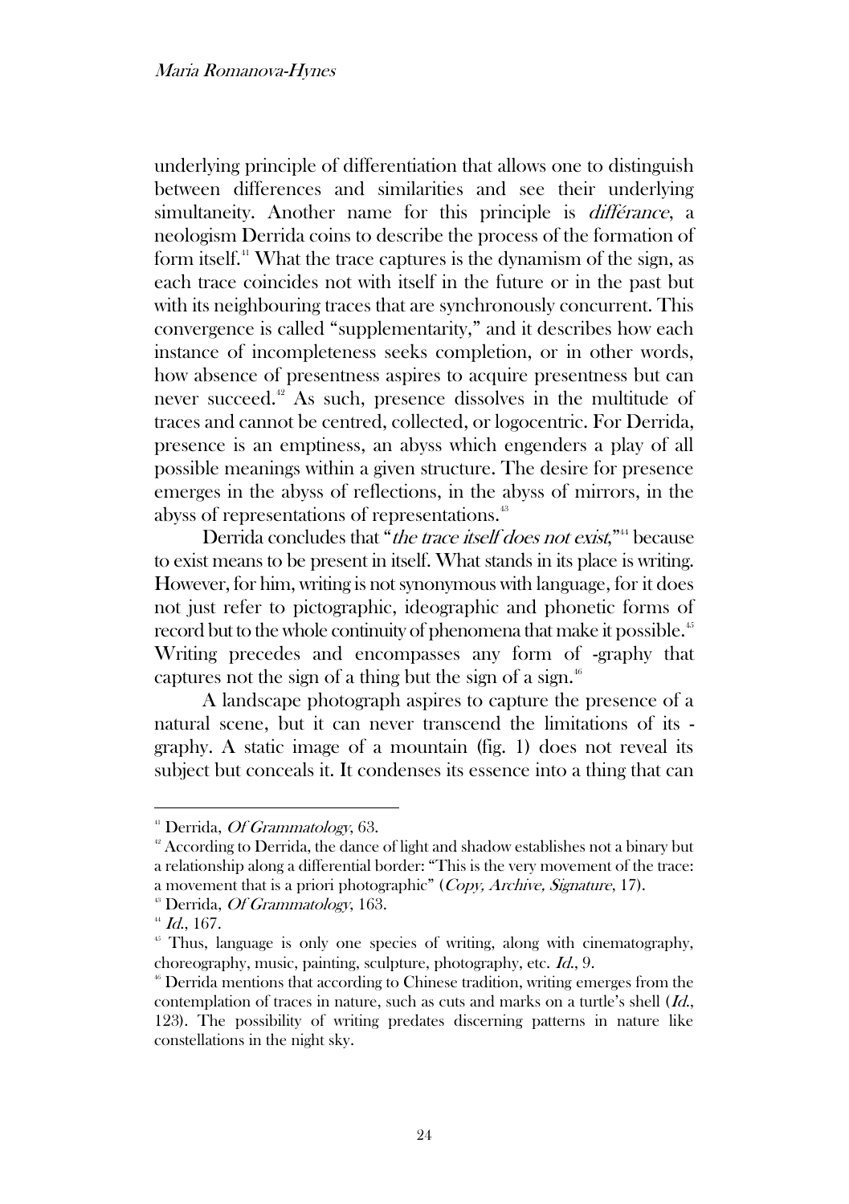underlying principle of differentiation that allows one to distinguish between differences and similarities and see their underlying simultaneity. Another name for this principle is *différance*, a neologism Derrida coins to describe the process of the formation of form itself.[41] What the trace captures is the dynamism of the sign, as each trace coincides not with itself in the future or in the past but with its neighbouring traces that are synchronously concurrent. This convergence is called "supplementarity," and it describes how each instance of incompleteness seeks completion, or in other words, how absence of presentness aspires to acquire presentness but can never succeed.[42] As such, presence dissolves in the multitude of traces and cannot be centred, collected, or logocentric. For Derrida, presence is an emptiness, an abyss which engenders a play of all possible meanings within a given structure. The desire for presence emerges in the abyss of reflections, in the abyss of mirrors, in the abyss of representations of representations.[43]

Derrida concludes that "*the trace itself does not exist*,"[44] because to exist means to be present in itself. What stands in its place is writing. However, for him, writing is not synonymous with language, for it does not just refer to pictographic, ideographic and phonetic forms of record but to the whole continuity of phenomena that make it possible.[45] Writing precedes and encompasses any form of -graphy that captures not the sign of a thing but the sign of a sign.[46]

A landscape photograph aspires to capture the presence of a natural scene, but it can never transcend the limitations of its -graphy. A static image of a mountain (fig. 1) does not reveal its subject but conceals it. It condenses its essence into a thing that can

---

[41] Derrida, *Of Grammatology*, 63.

[42] According to Derrida, the dance of light and shadow establishes not a binary but a relationship along a differential border: "This is the very movement of the trace: a movement that is a priori photographic" (*Copy, Archive, Signature*, 17).

[43] Derrida, *Of Grammatology*, 163.

[44] *Id.*, 167.

[45] Thus, language is only one species of writing, along with cinematography, choreography, music, painting, sculpture, photography, etc. *Id.*, 9.

[46] Derrida mentions that according to Chinese tradition, writing emerges from the contemplation of traces in nature, such as cuts and marks on a turtle's shell (*Id.*, 123). The possibility of writing predates discerning patterns in nature like constellations in the night sky.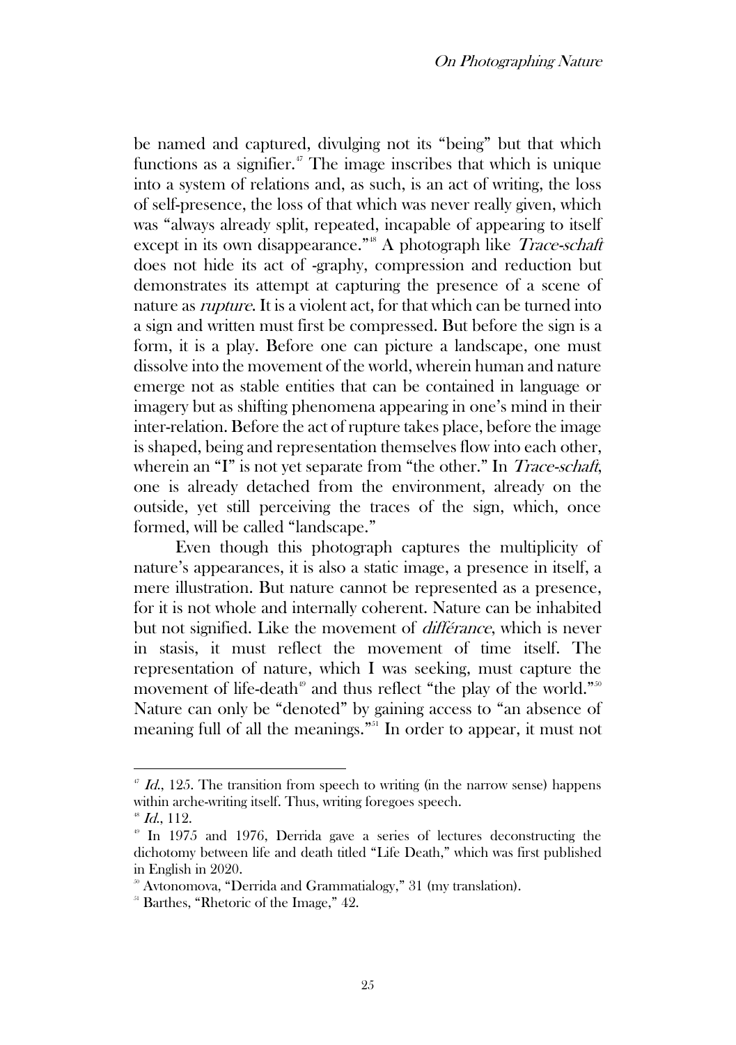be named and captured, divulging not its "being" but that which functions as a signifier.[47] The image inscribes that which is unique into a system of relations and, as such, is an act of writing, the loss of self-presence, the loss of that which was never really given, which was "always already split, repeated, incapable of appearing to itself except in its own disappearance."[48] A photograph like *Trace-schaft* does not hide its act of -graphy, compression and reduction but demonstrates its attempt at capturing the presence of a scene of nature as *rupture*. It is a violent act, for that which can be turned into a sign and written must first be compressed. But before the sign is a form, it is a play. Before one can picture a landscape, one must dissolve into the movement of the world, wherein human and nature emerge not as stable entities that can be contained in language or imagery but as shifting phenomena appearing in one's mind in their inter-relation. Before the act of rupture takes place, before the image is shaped, being and representation themselves flow into each other, wherein an "I" is not yet separate from "the other." In *Trace-schaft*, one is already detached from the environment, already on the outside, yet still perceiving the traces of the sign, which, once formed, will be called "landscape."

Even though this photograph captures the multiplicity of nature's appearances, it is also a static image, a presence in itself, a mere illustration. But nature cannot be represented as a presence, for it is not whole and internally coherent. Nature can be inhabited but not signified. Like the movement of *différance*, which is never in stasis, it must reflect the movement of time itself. The representation of nature, which I was seeking, must capture the movement of life-death[49] and thus reflect "the play of the world."[50] Nature can only be "denoted" by gaining access to "an absence of meaning full of all the meanings."[51] In order to appear, it must not

---

[47] *Id.*, 125. The transition from speech to writing (in the narrow sense) happens within arche-writing itself. Thus, writing foregoes speech.

[48] *Id.*, 112.

[49] In 1975 and 1976, Derrida gave a series of lectures deconstructing the dichotomy between life and death titled "Life Death," which was first published in English in 2020.

[50] Avtonomova, "Derrida and Grammatialogy," 31 (my translation).

[51] Barthes, "Rhetoric of the Image," 42.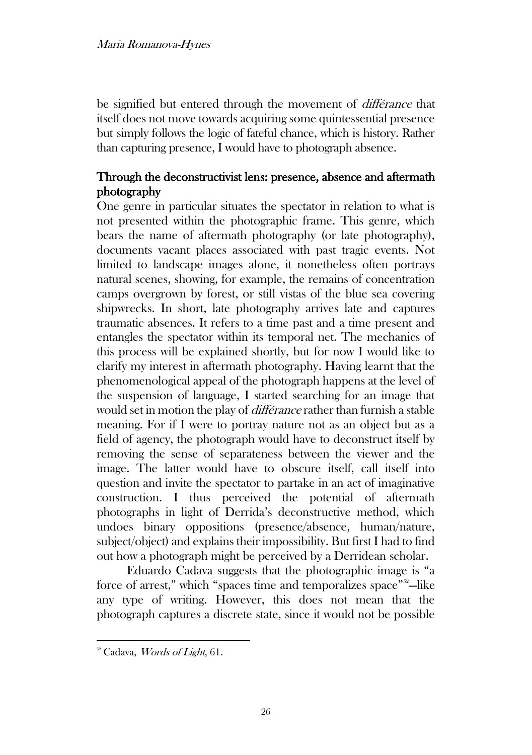be signified but entered through the movement of *différance* that itself does not move towards acquiring some quintessential presence but simply follows the logic of fateful chance, which is history. Rather than capturing presence, I would have to photograph absence.

## Through the deconstructivist lens: presence, absence and aftermath photography

One genre in particular situates the spectator in relation to what is not presented within the photographic frame. This genre, which bears the name of aftermath photography (or late photography), documents vacant places associated with past tragic events. Not limited to landscape images alone, it nonetheless often portrays natural scenes, showing, for example, the remains of concentration camps overgrown by forest, or still vistas of the blue sea covering shipwrecks. In short, late photography arrives late and captures traumatic absences. It refers to a time past and a time present and entangles the spectator within its temporal net. The mechanics of this process will be explained shortly, but for now I would like to clarify my interest in aftermath photography. Having learnt that the phenomenological appeal of the photograph happens at the level of the suspension of language, I started searching for an image that would set in motion the play of *différance* rather than furnish a stable meaning. For if I were to portray nature not as an object but as a field of agency, the photograph would have to deconstruct itself by removing the sense of separateness between the viewer and the image. The latter would have to obscure itself, call itself into question and invite the spectator to partake in an act of imaginative construction. I thus perceived the potential of aftermath photographs in light of Derrida's deconstructive method, which undoes binary oppositions (presence/absence, human/nature, subject/object) and explains their impossibility. But first I had to find out how a photograph might be perceived by a Derridean scholar.

Eduardo Cadava suggests that the photographic image is "a force of arrest," which "spaces time and temporalizes space"[52]—like any type of writing. However, this does not mean that the photograph captures a discrete state, since it would not be possible

[52] Cadava, *Words of Light*, 61.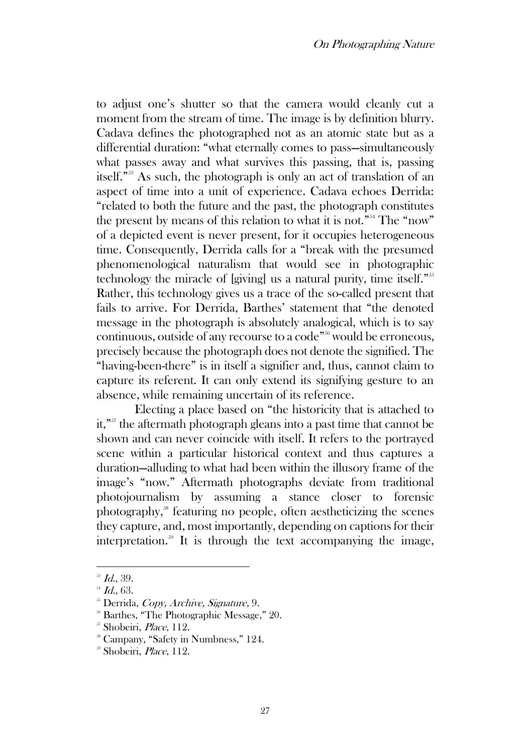to adjust one's shutter so that the camera would cleanly cut a moment from the stream of time. The image is by definition blurry. Cadava defines the photographed not as an atomic state but as a differential duration: "what eternally comes to pass—simultaneously what passes away and what survives this passing, that is, passing itself."[53] As such, the photograph is only an act of translation of an aspect of time into a unit of experience. Cadava echoes Derrida: "related to both the future and the past, the photograph constitutes the present by means of this relation to what it is not."[54] The "now" of a depicted event is never present, for it occupies heterogeneous time. Consequently, Derrida calls for a "break with the presumed phenomenological naturalism that would see in photographic technology the miracle of [giving] us a natural purity, time itself."[55] Rather, this technology gives us a trace of the so-called present that fails to arrive. For Derrida, Barthes' statement that "the denoted message in the photograph is absolutely analogical, which is to say continuous, outside of any recourse to a code"[56] would be erroneous, precisely because the photograph does not denote the signified. The "having-been-there" is in itself a signifier and, thus, cannot claim to capture its referent. It can only extend its signifying gesture to an absence, while remaining uncertain of its reference.

Electing a place based on "the historicity that is attached to it,"[57] the aftermath photograph gleans into a past time that cannot be shown and can never coincide with itself. It refers to the portrayed scene within a particular historical context and thus captures a duration—alluding to what had been within the illusory frame of the image's "now." Aftermath photographs deviate from traditional photojournalism by assuming a stance closer to forensic photography,[58] featuring no people, often aestheticizing the scenes they capture, and, most importantly, depending on captions for their interpretation.[59] It is through the text accompanying the image,

---

[53] *Id.*, 39.
[54] *Id.*, 63.
[55] Derrida, *Copy, Archive, Signature*, 9.
[56] Barthes, "The Photographic Message," 20.
[57] Shobeiri, *Place*, 112.
[58] Campany, "Safety in Numbness," 124.
[59] Shobeiri, *Place*, 112.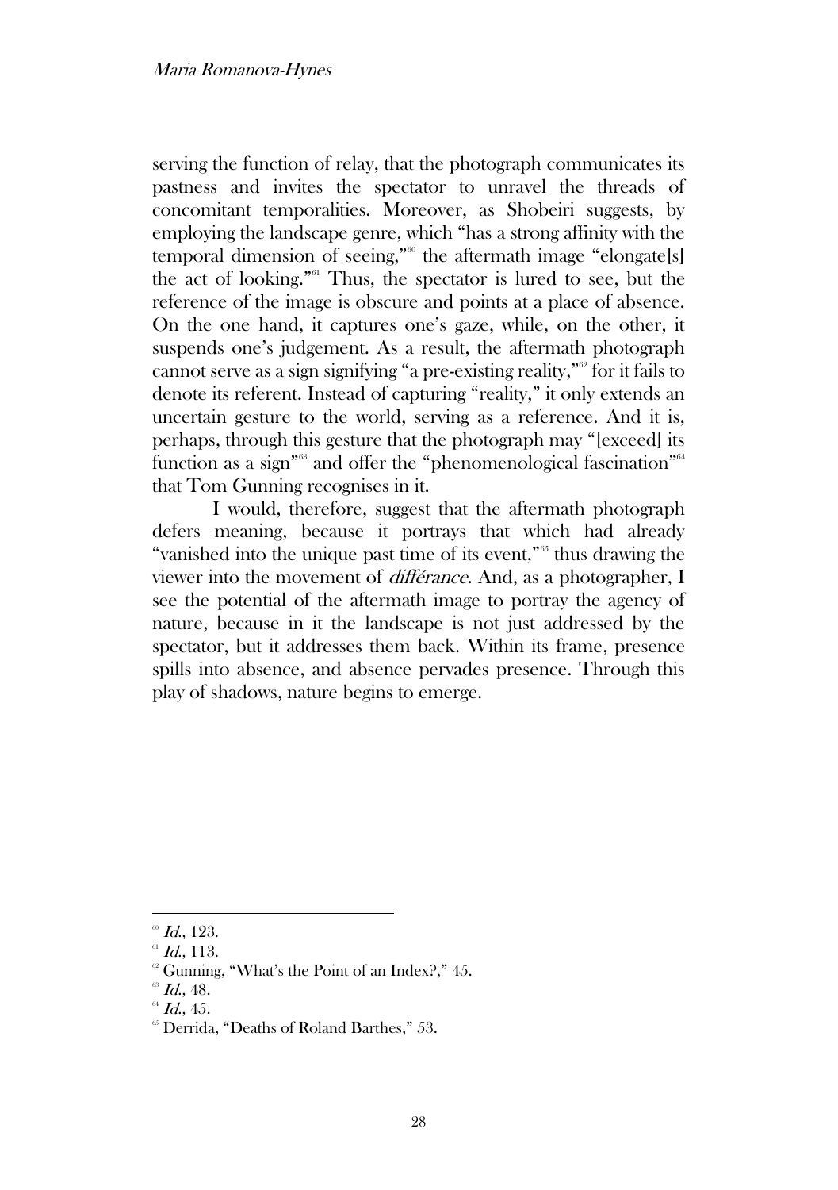serving the function of relay, that the photograph communicates its pastness and invites the spectator to unravel the threads of concomitant temporalities. Moreover, as Shobeiri suggests, by employing the landscape genre, which "has a strong affinity with the temporal dimension of seeing,"[60] the aftermath image "elongate[s] the act of looking."[61] Thus, the spectator is lured to see, but the reference of the image is obscure and points at a place of absence. On the one hand, it captures one's gaze, while, on the other, it suspends one's judgement. As a result, the aftermath photograph cannot serve as a sign signifying "a pre-existing reality,"[62] for it fails to denote its referent. Instead of capturing "reality," it only extends an uncertain gesture to the world, serving as a reference. And it is, perhaps, through this gesture that the photograph may "[exceed] its function as a sign"[63] and offer the "phenomenological fascination"[64] that Tom Gunning recognises in it.

I would, therefore, suggest that the aftermath photograph defers meaning, because it portrays that which had already "vanished into the unique past time of its event,"[65] thus drawing the viewer into the movement of *différance*. And, as a photographer, I see the potential of the aftermath image to portray the agency of nature, because in it the landscape is not just addressed by the spectator, but it addresses them back. Within its frame, presence spills into absence, and absence pervades presence. Through this play of shadows, nature begins to emerge.

---

[60] *Id.*, 123.

[61] *Id.*, 113.

[62] Gunning, "What's the Point of an Index?," 45.

[63] *Id.*, 48.

[64] *Id.*, 45.

[65] Derrida, "Deaths of Roland Barthes," 53.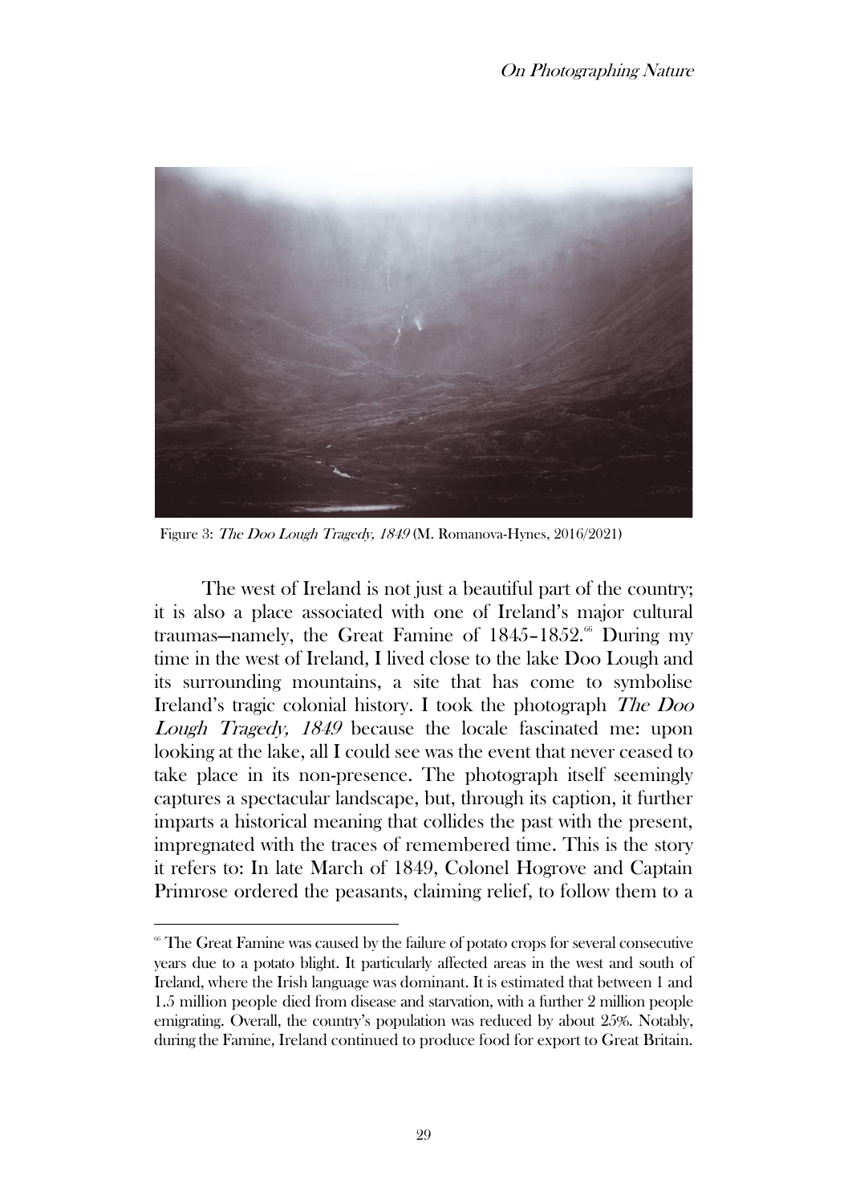Figure 3: *The Doo Lough Tragedy, 1849* (M. Romanova-Hynes, 2016/2021)

The west of Ireland is not just a beautiful part of the country; it is also a place associated with one of Ireland's major cultural traumas—namely, the Great Famine of 1845–1852.[66] During my time in the west of Ireland, I lived close to the lake Doo Lough and its surrounding mountains, a site that has come to symbolise Ireland's tragic colonial history. I took the photograph *The Doo Lough Tragedy, 1849* because the locale fascinated me: upon looking at the lake, all I could see was the event that never ceased to take place in its non-presence. The photograph itself seemingly captures a spectacular landscape, but, through its caption, it further imparts a historical meaning that collides the past with the present, impregnated with the traces of remembered time. This is the story it refers to: In late March of 1849, Colonel Hogrove and Captain Primrose ordered the peasants, claiming relief, to follow them to a

[66] The Great Famine was caused by the failure of potato crops for several consecutive years due to a potato blight. It particularly affected areas in the west and south of Ireland, where the Irish language was dominant. It is estimated that between 1 and 1.5 million people died from disease and starvation, with a further 2 million people emigrating. Overall, the country's population was reduced by about 25%. Notably, during the Famine, Ireland continued to produce food for export to Great Britain.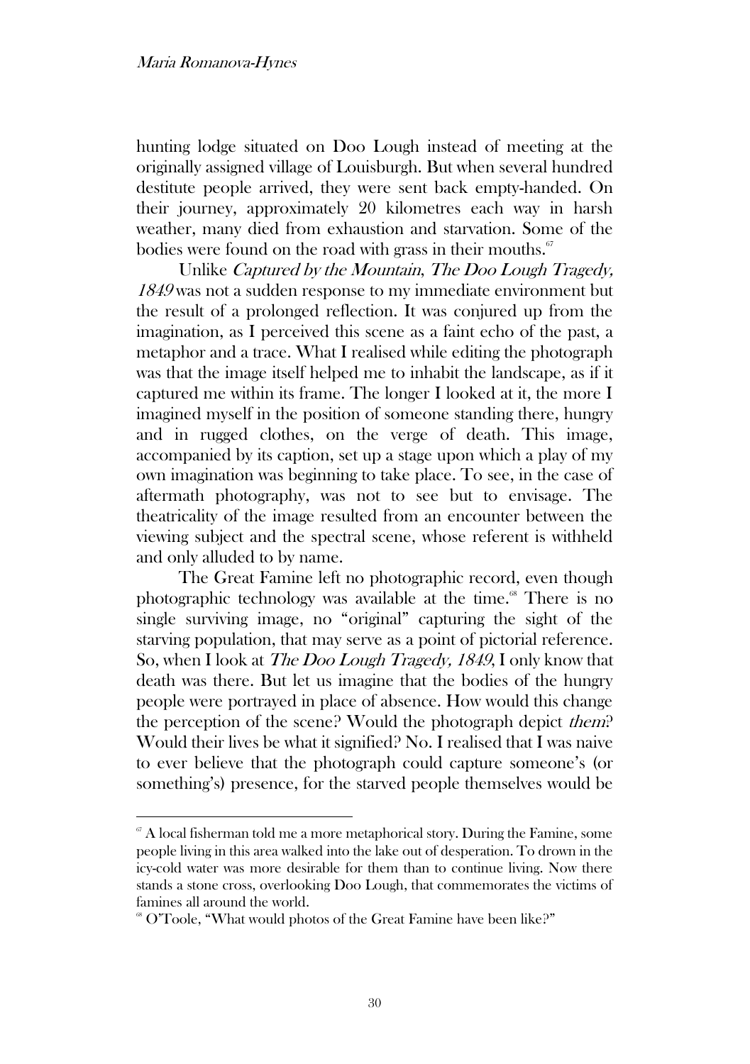hunting lodge situated on Doo Lough instead of meeting at the originally assigned village of Louisburgh. But when several hundred destitute people arrived, they were sent back empty-handed. On their journey, approximately 20 kilometres each way in harsh weather, many died from exhaustion and starvation. Some of the bodies were found on the road with grass in their mouths.[67]

Unlike *Captured by the Mountain*, *The Doo Lough Tragedy, 1849* was not a sudden response to my immediate environment but the result of a prolonged reflection. It was conjured up from the imagination, as I perceived this scene as a faint echo of the past, a metaphor and a trace. What I realised while editing the photograph was that the image itself helped me to inhabit the landscape, as if it captured me within its frame. The longer I looked at it, the more I imagined myself in the position of someone standing there, hungry and in rugged clothes, on the verge of death. This image, accompanied by its caption, set up a stage upon which a play of my own imagination was beginning to take place. To see, in the case of aftermath photography, was not to see but to envisage. The theatricality of the image resulted from an encounter between the viewing subject and the spectral scene, whose referent is withheld and only alluded to by name.

The Great Famine left no photographic record, even though photographic technology was available at the time.[68] There is no single surviving image, no "original" capturing the sight of the starving population, that may serve as a point of pictorial reference. So, when I look at *The Doo Lough Tragedy, 1849*, I only know that death was there. But let us imagine that the bodies of the hungry people were portrayed in place of absence. How would this change the perception of the scene? Would the photograph depict *them*? Would their lives be what it signified? No. I realised that I was naive to ever believe that the photograph could capture someone's (or something's) presence, for the starved people themselves would be

---

[67] A local fisherman told me a more metaphorical story. During the Famine, some people living in this area walked into the lake out of desperation. To drown in the icy-cold water was more desirable for them than to continue living. Now there stands a stone cross, overlooking Doo Lough, that commemorates the victims of famines all around the world.

[68] O'Toole, "What would photos of the Great Famine have been like?"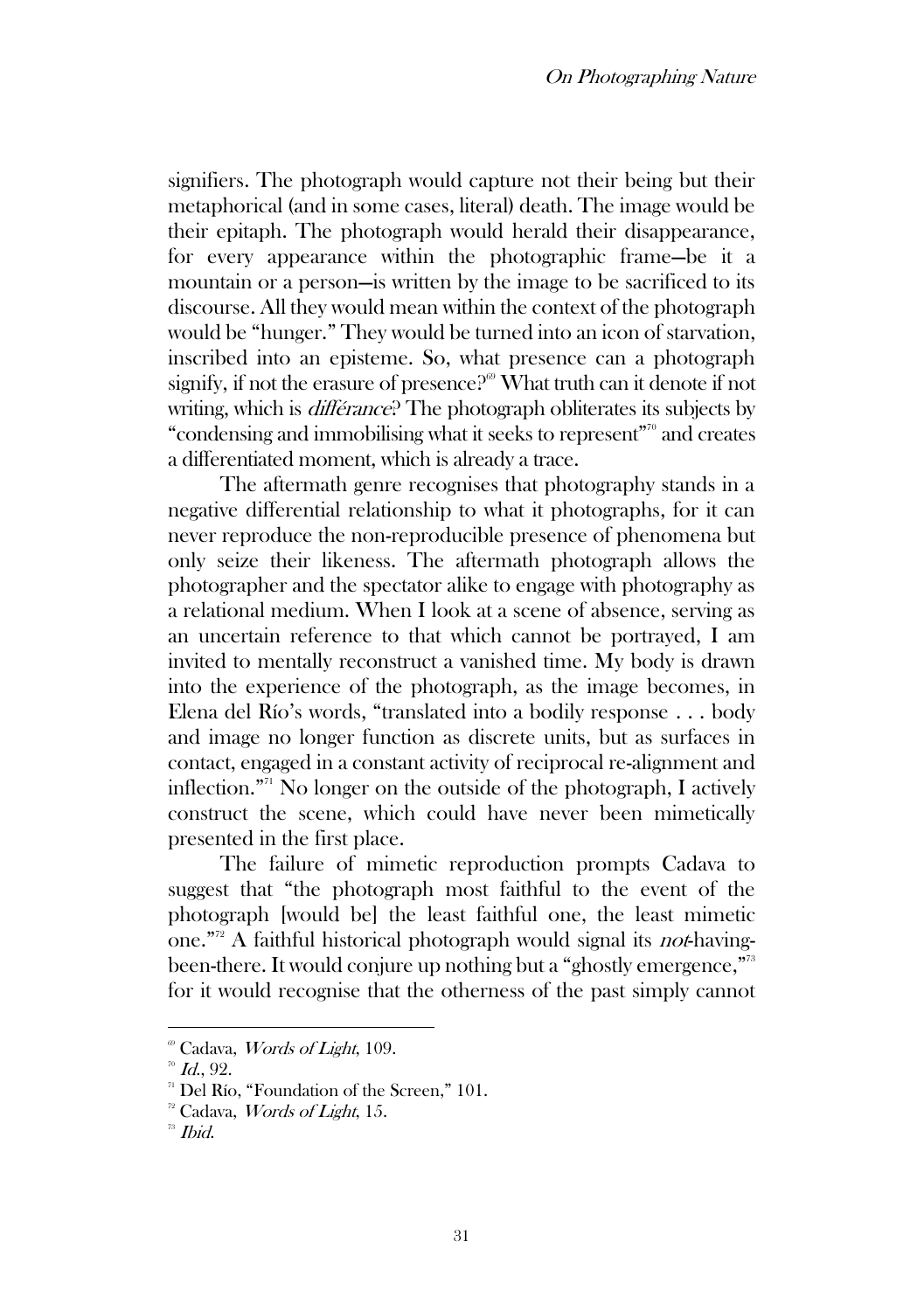signifiers. The photograph would capture not their being but their metaphorical (and in some cases, literal) death. The image would be their epitaph. The photograph would herald their disappearance, for every appearance within the photographic frame—be it a mountain or a person—is written by the image to be sacrificed to its discourse. All they would mean within the context of the photograph would be "hunger." They would be turned into an icon of starvation, inscribed into an episteme. So, what presence can a photograph signify, if not the erasure of presence?[69] What truth can it denote if not writing, which is *différance*? The photograph obliterates its subjects by "condensing and immobilising what it seeks to represent"[70] and creates a differentiated moment, which is already a trace.

The aftermath genre recognises that photography stands in a negative differential relationship to what it photographs, for it can never reproduce the non-reproducible presence of phenomena but only seize their likeness. The aftermath photograph allows the photographer and the spectator alike to engage with photography as a relational medium. When I look at a scene of absence, serving as an uncertain reference to that which cannot be portrayed, I am invited to mentally reconstruct a vanished time. My body is drawn into the experience of the photograph, as the image becomes, in Elena del Río's words, "translated into a bodily response . . . body and image no longer function as discrete units, but as surfaces in contact, engaged in a constant activity of reciprocal re-alignment and inflection."[71] No longer on the outside of the photograph, I actively construct the scene, which could have never been mimetically presented in the first place.

The failure of mimetic reproduction prompts Cadava to suggest that "the photograph most faithful to the event of the photograph [would be] the least faithful one, the least mimetic one."[72] A faithful historical photograph would signal its *not*-having-been-there. It would conjure up nothing but a "ghostly emergence,"[73] for it would recognise that the otherness of the past simply cannot

---

[69] Cadava, *Words of Light*, 109.

[70] *Id.*, 92.

[71] Del Río, "Foundation of the Screen," 101.

[72] Cadava, *Words of Light*, 15.

[73] *Ibid.*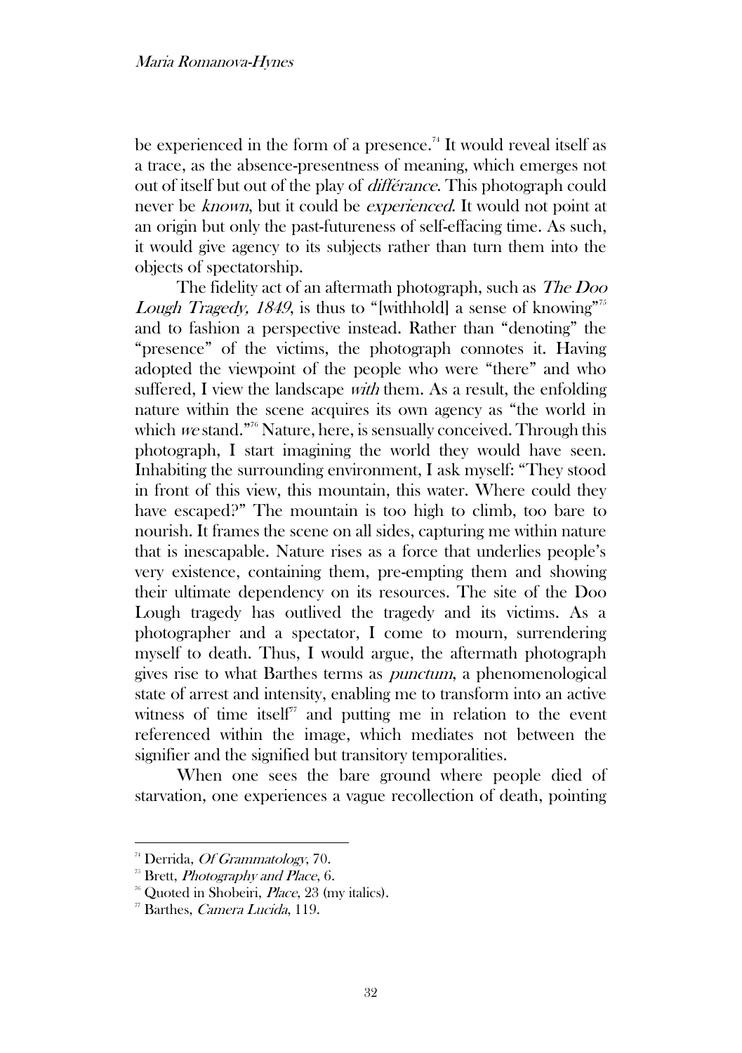be experienced in the form of a presence.[74] It would reveal itself as a trace, as the absence-presentness of meaning, which emerges not out of itself but out of the play of *différance*. This photograph could never be *known*, but it could be *experienced*. It would not point at an origin but only the past-futureness of self-effacing time. As such, it would give agency to its subjects rather than turn them into the objects of spectatorship.

The fidelity act of an aftermath photograph, such as *The Doo Lough Tragedy, 1849*, is thus to "[withhold] a sense of knowing"[75] and to fashion a perspective instead. Rather than "denoting" the "presence" of the victims, the photograph connotes it. Having adopted the viewpoint of the people who were "there" and who suffered, I view the landscape *with* them. As a result, the enfolding nature within the scene acquires its own agency as "the world in which *we* stand."[76] Nature, here, is sensually conceived. Through this photograph, I start imagining the world they would have seen. Inhabiting the surrounding environment, I ask myself: "They stood in front of this view, this mountain, this water. Where could they have escaped?" The mountain is too high to climb, too bare to nourish. It frames the scene on all sides, capturing me within nature that is inescapable. Nature rises as a force that underlies people's very existence, containing them, pre-empting them and showing their ultimate dependency on its resources. The site of the Doo Lough tragedy has outlived the tragedy and its victims. As a photographer and a spectator, I come to mourn, surrendering myself to death. Thus, I would argue, the aftermath photograph gives rise to what Barthes terms as *punctum*, a phenomenological state of arrest and intensity, enabling me to transform into an active witness of time itself[77] and putting me in relation to the event referenced within the image, which mediates not between the signifier and the signified but transitory temporalities.

When one sees the bare ground where people died of starvation, one experiences a vague recollection of death, pointing

---

[74] Derrida, *Of Grammatology*, 70.

[75] Brett, *Photography and Place*, 6.

[76] Quoted in Shobeiri, *Place*, 23 (my italics).

[77] Barthes, *Camera Lucida*, 119.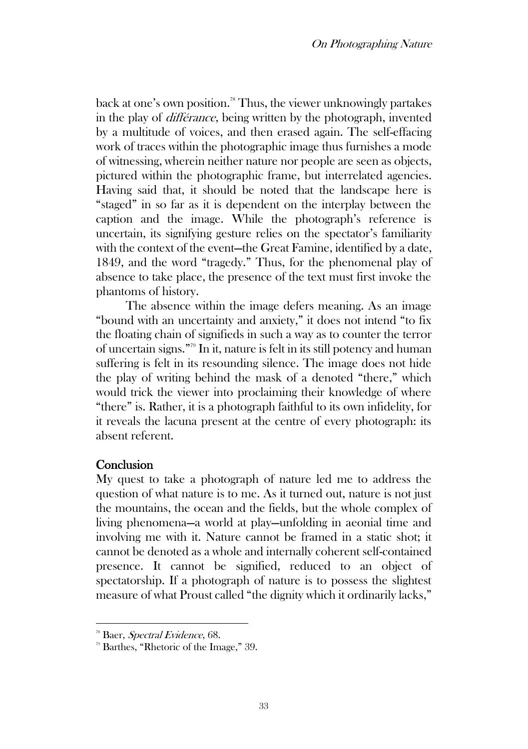back at one's own position.[78] Thus, the viewer unknowingly partakes in the play of *différance*, being written by the photograph, invented by a multitude of voices, and then erased again. The self-effacing work of traces within the photographic image thus furnishes a mode of witnessing, wherein neither nature nor people are seen as objects, pictured within the photographic frame, but interrelated agencies. Having said that, it should be noted that the landscape here is "staged" in so far as it is dependent on the interplay between the caption and the image. While the photograph's reference is uncertain, its signifying gesture relies on the spectator's familiarity with the context of the event—the Great Famine, identified by a date, 1849, and the word "tragedy." Thus, for the phenomenal play of absence to take place, the presence of the text must first invoke the phantoms of history.

The absence within the image defers meaning. As an image "bound with an uncertainty and anxiety," it does not intend "to fix the floating chain of signifieds in such a way as to counter the terror of uncertain signs."[79] In it, nature is felt in its still potency and human suffering is felt in its resounding silence. The image does not hide the play of writing behind the mask of a denoted "there," which would trick the viewer into proclaiming their knowledge of where "there" is. Rather, it is a photograph faithful to its own infidelity, for it reveals the lacuna present at the centre of every photograph: its absent referent.

## Conclusion

My quest to take a photograph of nature led me to address the question of what nature is to me. As it turned out, nature is not just the mountains, the ocean and the fields, but the whole complex of living phenomena—a world at play—unfolding in aeonial time and involving me with it. Nature cannot be framed in a static shot; it cannot be denoted as a whole and internally coherent self-contained presence. It cannot be signified, reduced to an object of spectatorship. If a photograph of nature is to possess the slightest measure of what Proust called "the dignity which it ordinarily lacks,"

---

[78] Baer, *Spectral Evidence*, 68.

[79] Barthes, "Rhetoric of the Image," 39.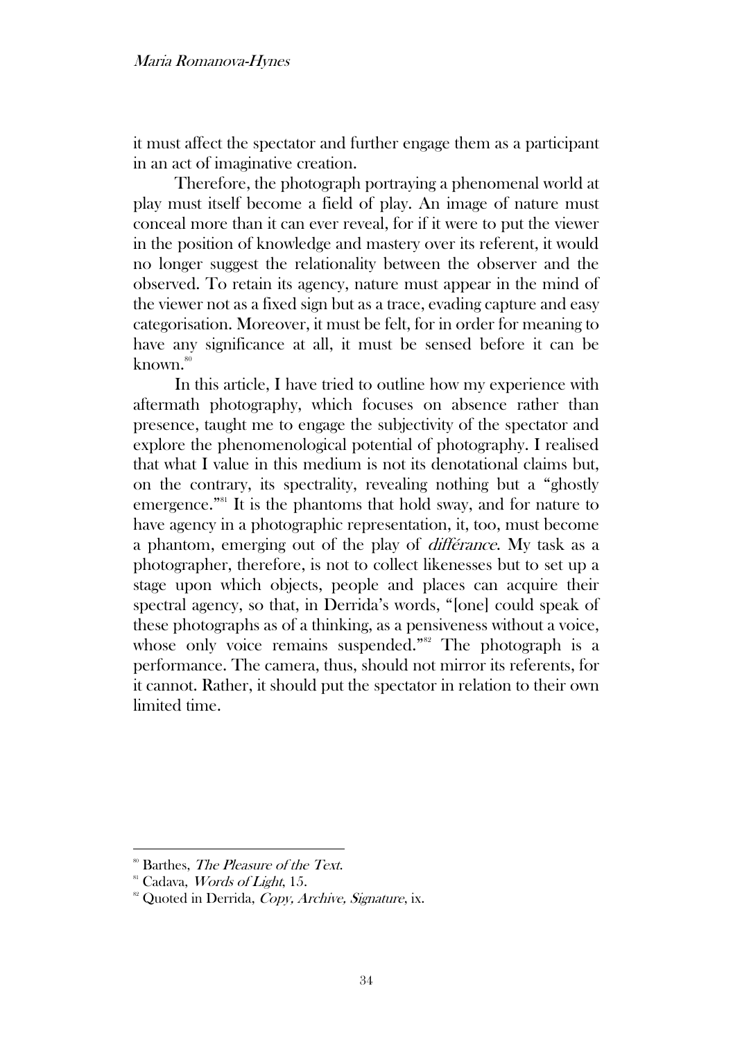it must affect the spectator and further engage them as a participant in an act of imaginative creation.

Therefore, the photograph portraying a phenomenal world at play must itself become a field of play. An image of nature must conceal more than it can ever reveal, for if it were to put the viewer in the position of knowledge and mastery over its referent, it would no longer suggest the relationality between the observer and the observed. To retain its agency, nature must appear in the mind of the viewer not as a fixed sign but as a trace, evading capture and easy categorisation. Moreover, it must be felt, for in order for meaning to have any significance at all, it must be sensed before it can be known.[80]

In this article, I have tried to outline how my experience with aftermath photography, which focuses on absence rather than presence, taught me to engage the subjectivity of the spectator and explore the phenomenological potential of photography. I realised that what I value in this medium is not its denotational claims but, on the contrary, its spectrality, revealing nothing but a "ghostly emergence."[81] It is the phantoms that hold sway, and for nature to have agency in a photographic representation, it, too, must become a phantom, emerging out of the play of *différance*. My task as a photographer, therefore, is not to collect likenesses but to set up a stage upon which objects, people and places can acquire their spectral agency, so that, in Derrida's words, "[one] could speak of these photographs as of a thinking, as a pensiveness without a voice, whose only voice remains suspended."[82] The photograph is a performance. The camera, thus, should not mirror its referents, for it cannot. Rather, it should put the spectator in relation to their own limited time.

---

[80] Barthes, *The Pleasure of the Text*.

[81] Cadava, *Words of Light*, 15.

[82] Quoted in Derrida, *Copy, Archive, Signature*, ix.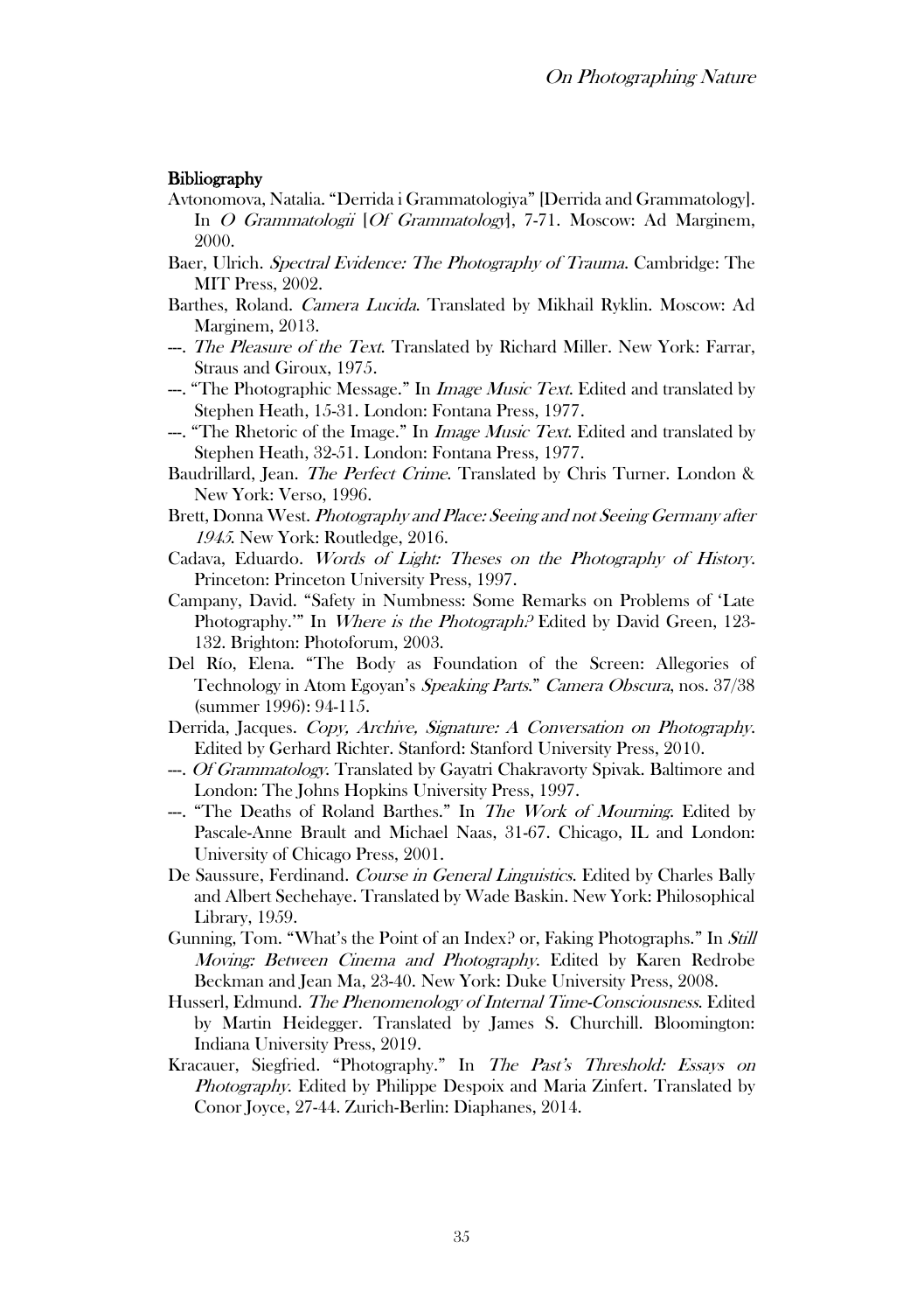**Bibliography**

Avtonomova, Natalia. "Derrida i Grammatologiya" [Derrida and Grammatology]. In *O Grammatologii* [*Of Grammatology*], 7-71. Moscow: Ad Marginem, 2000.

Baer, Ulrich. *Spectral Evidence: The Photography of Trauma*. Cambridge: The MIT Press, 2002.

Barthes, Roland. *Camera Lucida*. Translated by Mikhail Ryklin. Moscow: Ad Marginem, 2013.

---. *The Pleasure of the Text*. Translated by Richard Miller. New York: Farrar, Straus and Giroux, 1975.

---. "The Photographic Message." In *Image Music Text*. Edited and translated by Stephen Heath, 15-31. London: Fontana Press, 1977.

---. "The Rhetoric of the Image." In *Image Music Text*. Edited and translated by Stephen Heath, 32-51. London: Fontana Press, 1977.

Baudrillard, Jean. *The Perfect Crime*. Translated by Chris Turner. London & New York: Verso, 1996.

Brett, Donna West. *Photography and Place: Seeing and not Seeing Germany after 1945*. New York: Routledge, 2016.

Cadava, Eduardo. *Words of Light: Theses on the Photography of History*. Princeton: Princeton University Press, 1997.

Campany, David. "Safety in Numbness: Some Remarks on Problems of 'Late Photography.'" In *Where is the Photograph?* Edited by David Green, 123-132. Brighton: Photoforum, 2003.

Del Río, Elena. "The Body as Foundation of the Screen: Allegories of Technology in Atom Egoyan's *Speaking Parts*." *Camera Obscura*, nos. 37/38 (summer 1996): 94-115.

Derrida, Jacques. *Copy, Archive, Signature: A Conversation on Photography*. Edited by Gerhard Richter. Stanford: Stanford University Press, 2010.

---. *Of Grammatology*. Translated by Gayatri Chakravorty Spivak. Baltimore and London: The Johns Hopkins University Press, 1997.

---. "The Deaths of Roland Barthes." In *The Work of Mourning*. Edited by Pascale-Anne Brault and Michael Naas, 31-67. Chicago, IL and London: University of Chicago Press, 2001.

De Saussure, Ferdinand. *Course in General Linguistics*. Edited by Charles Bally and Albert Sechehaye. Translated by Wade Baskin. New York: Philosophical Library, 1959.

Gunning, Tom. "What's the Point of an Index? or, Faking Photographs." In *Still Moving: Between Cinema and Photography*. Edited by Karen Redrobe Beckman and Jean Ma, 23-40. New York: Duke University Press, 2008.

Husserl, Edmund. *The Phenomenology of Internal Time-Consciousness*. Edited by Martin Heidegger. Translated by James S. Churchill. Bloomington: Indiana University Press, 2019.

Kracauer, Siegfried. "Photography." In *The Past's Threshold: Essays on Photography*. Edited by Philippe Despoix and Maria Zinfert. Translated by Conor Joyce, 27-44. Zurich-Berlin: Diaphanes, 2014.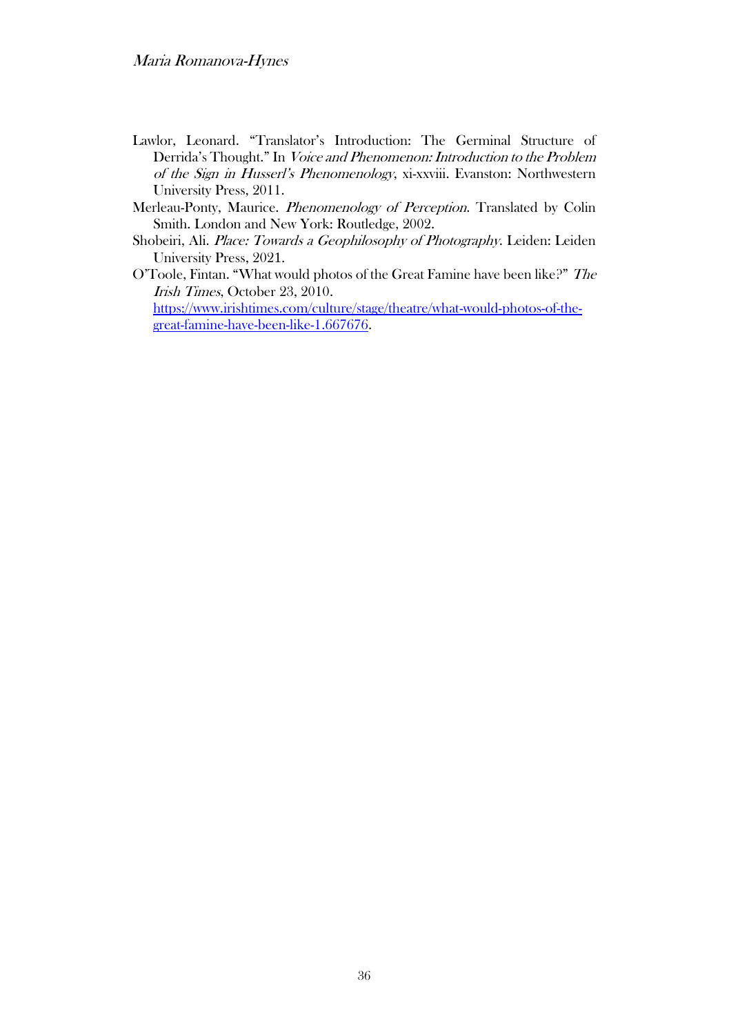Lawlor, Leonard. “Translator’s Introduction: The Germinal Structure of Derrida’s Thought.” In *Voice and Phenomenon: Introduction to the Problem of the Sign in Husserl’s Phenomenology*, xi-xxviii. Evanston: Northwestern University Press, 2011.

Merleau-Ponty, Maurice. *Phenomenology of Perception*. Translated by Colin Smith. London and New York: Routledge, 2002.

Shobeiri, Ali. *Place: Towards a Geophilosophy of Photography*. Leiden: Leiden University Press, 2021.

O’Toole, Fintan. “What would photos of the Great Famine have been like?” *The Irish Times*, October 23, 2010. https://www.irishtimes.com/culture/stage/theatre/what-would-photos-of-the-great-famine-have-been-like-1.667676.